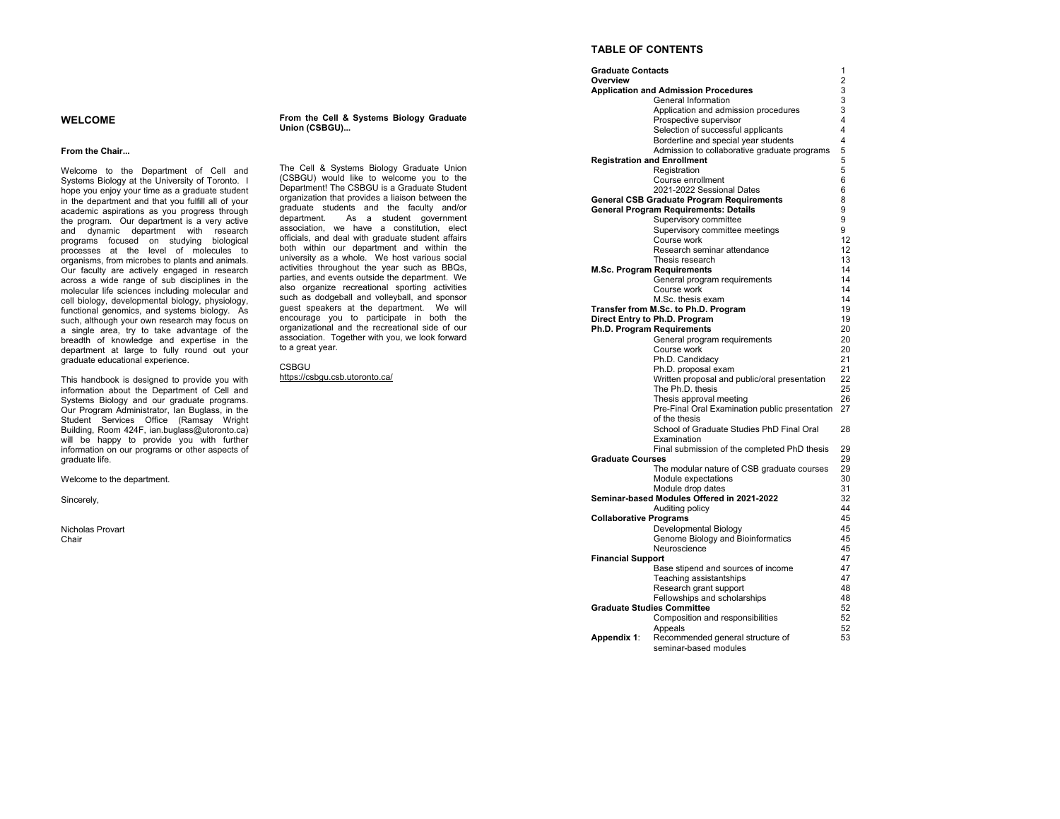## WELCOME

### From the Chair...

Welcome to the Department of Cell and Systems Biology at the University of Toronto. I hope you enjoy your time as a graduate student in the department and that you fulfill all of your academic aspirations as you progress through the program. Our department is a very active and dynamic department with research programs focused on studying biological processes at the level of molecules to organisms, from microbes to plants and animals. Our faculty are actively engaged in research across a wide range of sub disciplines in the molecular life sciences including molecular and cell biology, developmental biology, physiology, functional genomics, and systems biology. As such, although your own research may focus on a single area, try to take advantage of the breadth of knowledge and expertise in the department at large to fully round out your graduate educational experience.

This handbook is designed to provide you with information about the Department of Cell and Systems Biology and our graduate programs. Our Program Administrator, Ian Buglass, in the Student Services Office (Ramsay Wright Building, Room 424F, ian.buglass@utoronto.ca) will be happy to provide you with further information on our programs or other aspects of graduate life.

Welcome to the department.

Sincerely,

Nicholas Provart
Chair

### From the Cell & Systems Biology Graduate Union (CSBGU)...

The Cell & Systems Biology Graduate Union (CSBGU) would like to welcome you to the Department! The CSBGU is a Graduate Student organization that provides a liaison between the graduate students and the faculty and/or department. As a student government association, we have a constitution, elect officials, and deal with graduate student affairs both within our department and within the university as a whole. We host various social activities throughout the year such as BBQs, parties, and events outside the department. We also organize recreational sporting activities such as dodgeball and volleyball, and sponsor guest speakers at the department. We will encourage you to participate in both the organizational and the recreational side of our association. Together with you, we look forward to a great year.

CSBGU
https://csbgu.csb.utoronto.ca/

## TABLE OF CONTENTS

| Section | Page |
|---|---|
| **Graduate Contacts** | 1 |
| **Overview** | 2 |
| **Application and Admission Procedures** | 3 |
| General Information | 3 |
| Application and admission procedures | 3 |
| Prospective supervisor | 4 |
| Selection of successful applicants | 4 |
| Borderline and special year students | 4 |
| Admission to collaborative graduate programs | 5 |
| **Registration and Enrollment** | 5 |
| Registration | 5 |
| Course enrollment | 6 |
| 2021-2022 Sessional Dates | 6 |
| **General CSB Graduate Program Requirements** | 8 |
| **General Program Requirements: Details** | 9 |
| Supervisory committee | 9 |
| Supervisory committee meetings | 9 |
| Course work | 12 |
| Research seminar attendance | 12 |
| Thesis research | 13 |
| **M.Sc. Program Requirements** | 14 |
| General program requirements | 14 |
| Course work | 14 |
| M.Sc. thesis exam | 14 |
| **Transfer from M.Sc. to Ph.D. Program** | 19 |
| **Direct Entry to Ph.D. Program** | 19 |
| **Ph.D. Program Requirements** | 20 |
| General program requirements | 20 |
| Course work | 20 |
| Ph.D. Candidacy | 21 |
| Ph.D. proposal exam | 21 |
| Written proposal and public/oral presentation | 22 |
| The Ph.D. thesis | 25 |
| Thesis approval meeting | 26 |
| Pre-Final Oral Examination public presentation of the thesis | 27 |
| School of Graduate Studies PhD Final Oral Examination | 28 |
| Final submission of the completed PhD thesis | 29 |
| **Graduate Courses** | 29 |
| The modular nature of CSB graduate courses | 29 |
| Module expectations | 30 |
| Module drop dates | 31 |
| **Seminar-based Modules Offered in 2021-2022** | 32 |
| Auditing policy | 44 |
| **Collaborative Programs** | 45 |
| Developmental Biology | 45 |
| Genome Biology and Bioinformatics | 45 |
| Neuroscience | 45 |
| **Financial Support** | 47 |
| Base stipend and sources of income | 47 |
| Teaching assistantships | 47 |
| Research grant support | 48 |
| Fellowships and scholarships | 48 |
| **Graduate Studies Committee** | 52 |
| Composition and responsibilities | 52 |
| Appeals | 52 |
| **Appendix 1**: Recommended general structure of seminar-based modules | 53 |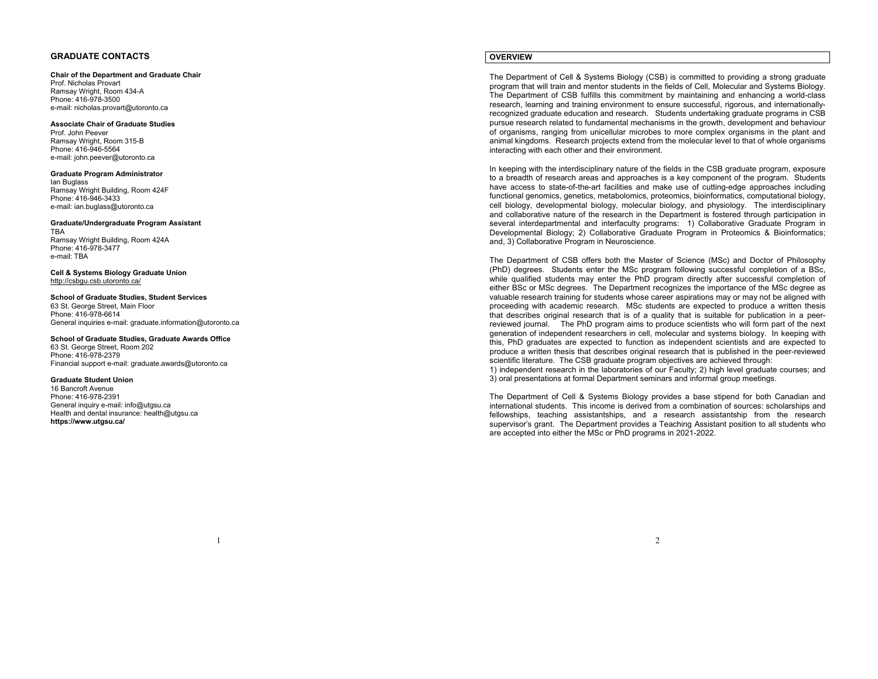## GRADUATE CONTACTS

**Chair of the Department and Graduate Chair**
Prof. Nicholas Provart
Ramsay Wright, Room 434-A
Phone: 416-978-3500
e-mail: nicholas.provart@utoronto.ca

**Associate Chair of Graduate Studies**
Prof. John Peever
Ramsay Wright, Room 315-B
Phone: 416-946-5564
e-mail: john.peever@utoronto.ca

**Graduate Program Administrator**
Ian Buglass
Ramsay Wright Building, Room 424F
Phone: 416-946-3433
e-mail: ian.buglass@utoronto.ca

**Graduate/Undergraduate Program Assistant**
TBA
Ramsay Wright Building, Room 424A
Phone: 416-978-3477
e-mail: TBA

**Cell & Systems Biology Graduate Union**
http://csbgu.csb.utoronto.ca/

**School of Graduate Studies, Student Services**
63 St. George Street, Main Floor
Phone: 416-978-6614
General inquiries e-mail: graduate.information@utoronto.ca

**School of Graduate Studies, Graduate Awards Office**
63 St. George Street, Room 202
Phone: 416-978-2379
Financial support e-mail: graduate.awards@utoronto.ca

**Graduate Student Union**
16 Bancroft Avenue
Phone: 416-978-2391
General inquiry e-mail: info@utgsu.ca
Health and dental insurance: health@utgsu.ca
**https://www.utgsu.ca/**

## OVERVIEW

The Department of Cell & Systems Biology (CSB) is committed to providing a strong graduate program that will train and mentor students in the fields of Cell, Molecular and Systems Biology. The Department of CSB fulfills this commitment by maintaining and enhancing a world-class research, learning and training environment to ensure successful, rigorous, and internationally-recognized graduate education and research. Students undertaking graduate programs in CSB pursue research related to fundamental mechanisms in the growth, development and behaviour of organisms, ranging from unicellular microbes to more complex organisms in the plant and animal kingdoms. Research projects extend from the molecular level to that of whole organisms interacting with each other and their environment.

In keeping with the interdisciplinary nature of the fields in the CSB graduate program, exposure to a breadth of research areas and approaches is a key component of the program. Students have access to state-of-the-art facilities and make use of cutting-edge approaches including functional genomics, genetics, metabolomics, proteomics, bioinformatics, computational biology, cell biology, developmental biology, molecular biology, and physiology. The interdisciplinary and collaborative nature of the research in the Department is fostered through participation in several interdepartmental and interfaculty programs: 1) Collaborative Graduate Program in Developmental Biology; 2) Collaborative Graduate Program in Proteomics & Bioinformatics; and, 3) Collaborative Program in Neuroscience.

The Department of CSB offers both the Master of Science (MSc) and Doctor of Philosophy (PhD) degrees. Students enter the MSc program following successful completion of a BSc, while qualified students may enter the PhD program directly after successful completion of either BSc or MSc degrees. The Department recognizes the importance of the MSc degree as valuable research training for students whose career aspirations may or may not be aligned with proceeding with academic research. MSc students are expected to produce a written thesis that describes original research that is of a quality that is suitable for publication in a peer-reviewed journal. The PhD program aims to produce scientists who will form part of the next generation of independent researchers in cell, molecular and systems biology. In keeping with this, PhD graduates are expected to function as independent scientists and are expected to produce a written thesis that describes original research that is published in the peer-reviewed scientific literature. The CSB graduate program objectives are achieved through:
1) independent research in the laboratories of our Faculty; 2) high level graduate courses; and 3) oral presentations at formal Department seminars and informal group meetings.

The Department of Cell & Systems Biology provides a base stipend for both Canadian and international students. This income is derived from a combination of sources: scholarships and fellowships, teaching assistantships, and a research assistantship from the research supervisor's grant. The Department provides a Teaching Assistant position to all students who are accepted into either the MSc or PhD programs in 2021-2022.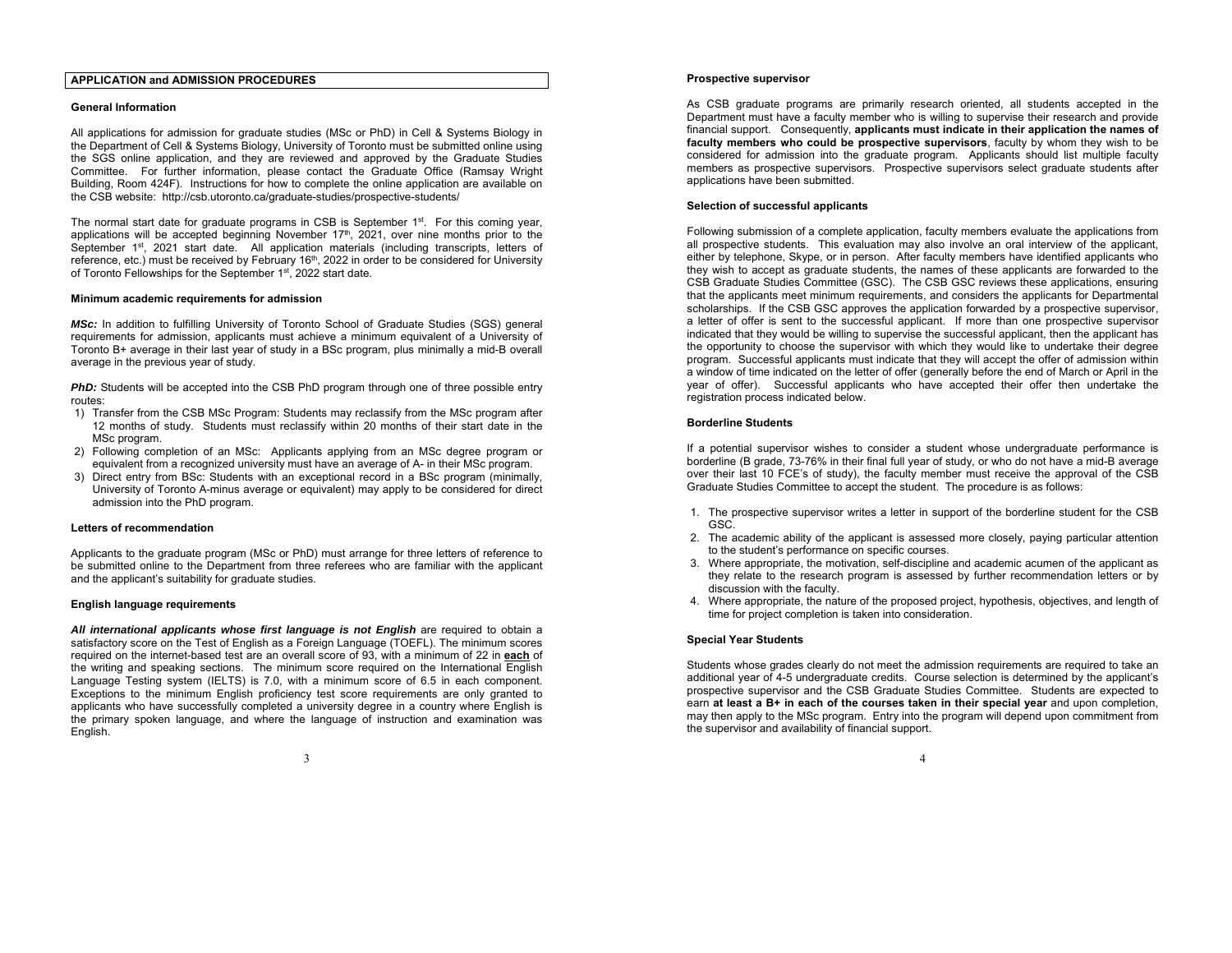## APPLICATION and ADMISSION PROCEDURES

### General Information

All applications for admission for graduate studies (MSc or PhD) in Cell & Systems Biology in the Department of Cell & Systems Biology, University of Toronto must be submitted online using the SGS online application, and they are reviewed and approved by the Graduate Studies Committee. For further information, please contact the Graduate Office (Ramsay Wright Building, Room 424F). Instructions for how to complete the online application are available on the CSB website: http://csb.utoronto.ca/graduate-studies/prospective-students/

The normal start date for graduate programs in CSB is September 1st. For this coming year, applications will be accepted beginning November 17th, 2021, over nine months prior to the September 1st, 2021 start date. All application materials (including transcripts, letters of reference, etc.) must be received by February 16th, 2022 in order to be considered for University of Toronto Fellowships for the September 1st, 2022 start date.

### Minimum academic requirements for admission

***MSc:*** In addition to fulfilling University of Toronto School of Graduate Studies (SGS) general requirements for admission, applicants must achieve a minimum equivalent of a University of Toronto B+ average in their last year of study in a BSc program, plus minimally a mid-B overall average in the previous year of study.

***PhD:*** Students will be accepted into the CSB PhD program through one of three possible entry routes:

1) Transfer from the CSB MSc Program: Students may reclassify from the MSc program after 12 months of study. Students must reclassify within 20 months of their start date in the MSc program.
2) Following completion of an MSc: Applicants applying from an MSc degree program or equivalent from a recognized university must have an average of A- in their MSc program.
3) Direct entry from BSc: Students with an exceptional record in a BSc program (minimally, University of Toronto A-minus average or equivalent) may apply to be considered for direct admission into the PhD program.

### Letters of recommendation

Applicants to the graduate program (MSc or PhD) must arrange for three letters of reference to be submitted online to the Department from three referees who are familiar with the applicant and the applicant's suitability for graduate studies.

### English language requirements

***All international applicants whose first language is not English*** are required to obtain a satisfactory score on the Test of English as a Foreign Language (TOEFL). The minimum scores required on the internet-based test are an overall score of 93, with a minimum of 22 in **each** of the writing and speaking sections. The minimum score required on the International English Language Testing system (IELTS) is 7.0, with a minimum score of 6.5 in each component. Exceptions to the minimum English proficiency test score requirements are only granted to applicants who have successfully completed a university degree in a country where English is the primary spoken language, and where the language of instruction and examination was English.

### Prospective supervisor

As CSB graduate programs are primarily research oriented, all students accepted in the Department must have a faculty member who is willing to supervise their research and provide financial support. Consequently, **applicants must indicate in their application the names of faculty members who could be prospective supervisors**, faculty by whom they wish to be considered for admission into the graduate program. Applicants should list multiple faculty members as prospective supervisors. Prospective supervisors select graduate students after applications have been submitted.

### Selection of successful applicants

Following submission of a complete application, faculty members evaluate the applications from all prospective students. This evaluation may also involve an oral interview of the applicant, either by telephone, Skype, or in person. After faculty members have identified applicants who they wish to accept as graduate students, the names of these applicants are forwarded to the CSB Graduate Studies Committee (GSC). The CSB GSC reviews these applications, ensuring that the applicants meet minimum requirements, and considers the applicants for Departmental scholarships. If the CSB GSC approves the application forwarded by a prospective supervisor, a letter of offer is sent to the successful applicant. If more than one prospective supervisor indicated that they would be willing to supervise the successful applicant, then the applicant has the opportunity to choose the supervisor with which they would like to undertake their degree program. Successful applicants must indicate that they will accept the offer of admission within a window of time indicated on the letter of offer (generally before the end of March or April in the year of offer). Successful applicants who have accepted their offer then undertake the registration process indicated below.

### Borderline Students

If a potential supervisor wishes to consider a student whose undergraduate performance is borderline (B grade, 73-76% in their final full year of study, or who do not have a mid-B average over their last 10 FCE's of study), the faculty member must receive the approval of the CSB Graduate Studies Committee to accept the student. The procedure is as follows:

1. The prospective supervisor writes a letter in support of the borderline student for the CSB GSC.
2. The academic ability of the applicant is assessed more closely, paying particular attention to the student's performance on specific courses.
3. Where appropriate, the motivation, self-discipline and academic acumen of the applicant as they relate to the research program is assessed by further recommendation letters or by discussion with the faculty.
4. Where appropriate, the nature of the proposed project, hypothesis, objectives, and length of time for project completion is taken into consideration.

### Special Year Students

Students whose grades clearly do not meet the admission requirements are required to take an additional year of 4-5 undergraduate credits. Course selection is determined by the applicant's prospective supervisor and the CSB Graduate Studies Committee. Students are expected to earn **at least a B+ in each of the courses taken in their special year** and upon completion, may then apply to the MSc program. Entry into the program will depend upon commitment from the supervisor and availability of financial support.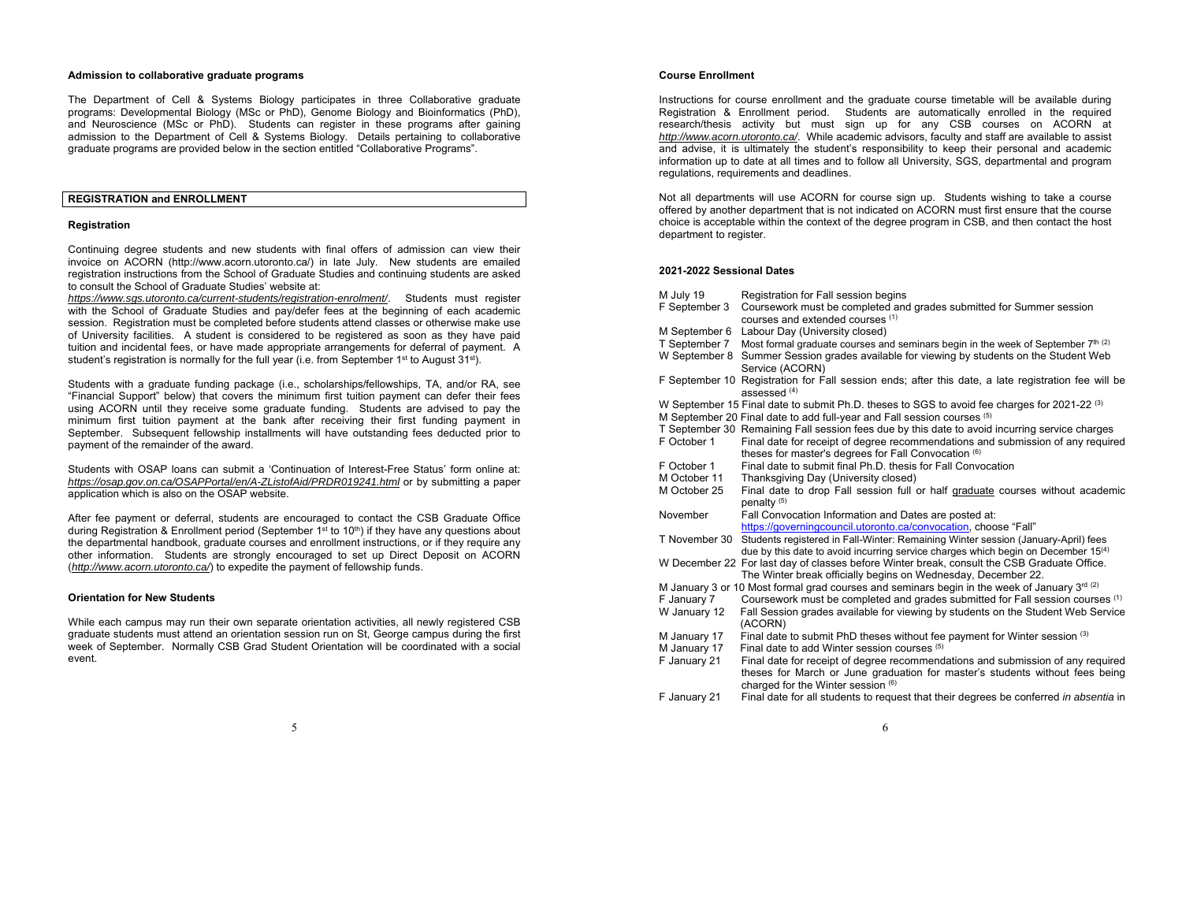### Admission to collaborative graduate programs

The Department of Cell & Systems Biology participates in three Collaborative graduate programs: Developmental Biology (MSc or PhD), Genome Biology and Bioinformatics (PhD), and Neuroscience (MSc or PhD). Students can register in these programs after gaining admission to the Department of Cell & Systems Biology. Details pertaining to collaborative graduate programs are provided below in the section entitled "Collaborative Programs".

## REGISTRATION and ENROLLMENT

### Registration

Continuing degree students and new students with final offers of admission can view their invoice on ACORN (http://www.acorn.utoronto.ca/) in late July. New students are emailed registration instructions from the School of Graduate Studies and continuing students are asked to consult the School of Graduate Studies' website at: *https://www.sgs.utoronto.ca/current-students/registration-enrolment/*. Students must register with the School of Graduate Studies and pay/defer fees at the beginning of each academic session. Registration must be completed before students attend classes or otherwise make use of University facilities. A student is considered to be registered as soon as they have paid tuition and incidental fees, or have made appropriate arrangements for deferral of payment. A student's registration is normally for the full year (i.e. from September 1st to August 31st).

Students with a graduate funding package (i.e., scholarships/fellowships, TA, and/or RA, see "Financial Support" below) that covers the minimum first tuition payment can defer their fees using ACORN until they receive some graduate funding. Students are advised to pay the minimum first tuition payment at the bank after receiving their first funding payment in September. Subsequent fellowship installments will have outstanding fees deducted prior to payment of the remainder of the award.

Students with OSAP loans can submit a 'Continuation of Interest-Free Status' form online at: *https://osap.gov.on.ca/OSAPPortal/en/A-ZListofAid/PRDR019241.html* or by submitting a paper application which is also on the OSAP website.

After fee payment or deferral, students are encouraged to contact the CSB Graduate Office during Registration & Enrollment period (September 1st to 10th) if they have any questions about the departmental handbook, graduate courses and enrollment instructions, or if they require any other information. Students are strongly encouraged to set up Direct Deposit on ACORN (*http://www.acorn.utoronto.ca/*) to expedite the payment of fellowship funds.

### Orientation for New Students

While each campus may run their own separate orientation activities, all newly registered CSB graduate students must attend an orientation session run on St, George campus during the first week of September. Normally CSB Grad Student Orientation will be coordinated with a social event.

### Course Enrollment

Instructions for course enrollment and the graduate course timetable will be available during Registration & Enrollment period. Students are automatically enrolled in the required research/thesis activity but must sign up for any CSB courses on ACORN at *http://www.acorn.utoronto.ca/*. While academic advisors, faculty and staff are available to assist and advise, it is ultimately the student's responsibility to keep their personal and academic information up to date at all times and to follow all University, SGS, departmental and program regulations, requirements and deadlines.

Not all departments will use ACORN for course sign up. Students wishing to take a course offered by another department that is not indicated on ACORN must first ensure that the course choice is acceptable within the context of the degree program in CSB, and then contact the host department to register.

### 2021-2022 Sessional Dates

| | |
|---|---|
| M July 19 | Registration for Fall session begins |
| F September 3 | Coursework must be completed and grades submitted for Summer session courses and extended courses (1) |
| M September 6 | Labour Day (University closed) |
| T September 7 | Most formal graduate courses and seminars begin in the week of September 7th (2) |
| W September 8 | Summer Session grades available for viewing by students on the Student Web Service (ACORN) |
| F September 10 | Registration for Fall session ends; after this date, a late registration fee will be assessed (4) |
| W September 15 | Final date to submit Ph.D. theses to SGS to avoid fee charges for 2021-22 (3) |
| M September 20 | Final date to add full-year and Fall session courses (5) |
| T September 30 | Remaining Fall session fees due by this date to avoid incurring service charges |
| F October 1 | Final date for receipt of degree recommendations and submission of any required theses for master's degrees for Fall Convocation (6) |
| F October 1 | Final date to submit final Ph.D. thesis for Fall Convocation |
| M October 11 | Thanksgiving Day (University closed) |
| M October 25 | Final date to drop Fall session full or half graduate courses without academic penalty (5) |
| November | Fall Convocation Information and Dates are posted at: https://governingcouncil.utoronto.ca/convocation, choose "Fall" |
| T November 30 | Students registered in Fall-Winter: Remaining Winter session (January-April) fees due by this date to avoid incurring service charges which begin on December 15(4) |
| W December 22 | For last day of classes before Winter break, consult the CSB Graduate Office. The Winter break officially begins on Wednesday, December 22. |
| M January 3 or 10 | Most formal grad courses and seminars begin in the week of January 3rd (2) |
| F January 7 | Coursework must be completed and grades submitted for Fall session courses (1) |
| W January 12 | Fall Session grades available for viewing by students on the Student Web Service (ACORN) |
| M January 17 | Final date to submit PhD theses without fee payment for Winter session (3) |
| M January 17 | Final date to add Winter session courses (5) |
| F January 21 | Final date for receipt of degree recommendations and submission of any required theses for March or June graduation for master's students without fees being charged for the Winter session (6) |
| F January 21 | Final date for all students to request that their degrees be conferred *in absentia* in |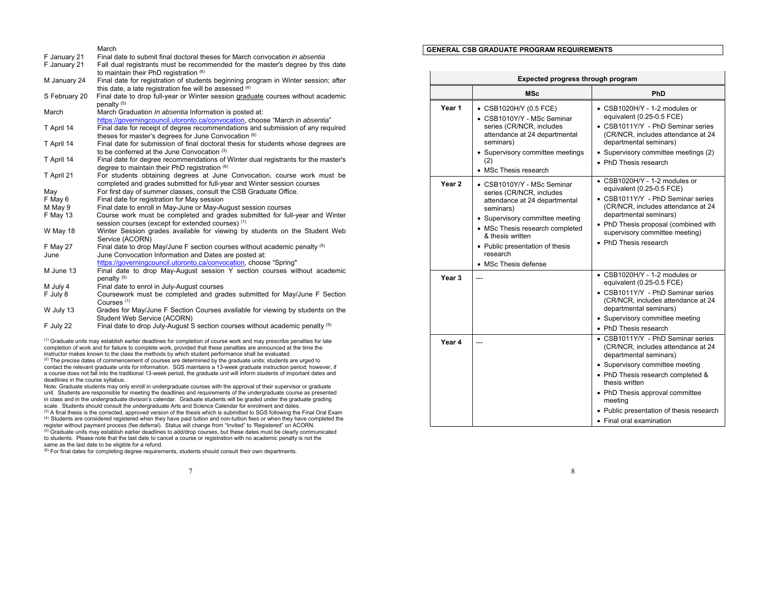March

| | |
|---|---|
| F January 21 | Final date to submit final doctoral theses for March convocation *in absentia* |
| F January 21 | Fall dual registrants must be recommended for the master's degree by this date to maintain their PhD registration [6] |
| M January 24 | Final date for registration of students beginning program in Winter session; after this date, a late registration fee will be assessed [4] |
| S February 20 | Final date to drop full-year or Winter session graduate courses without academic penalty [5] |
| March | March Graduation *In absentia* Information is posted at: https://governingcouncil.utoronto.ca/convocation, choose "March *in absentia*" |
| T April 14 | Final date for receipt of degree recommendations and submission of any required theses for master's degrees for June Convocation [6] |
| T April 14 | Final date for submission of final doctoral thesis for students whose degrees are to be conferred at the June Convocation [3] |
| T April 14 | Final date for degree recommendations of Winter dual registrants for the master's degree to maintain their PhD registration [6] |
| T April 21 | For students obtaining degrees at June Convocation, course work must be completed and grades submitted for full-year and Winter session courses |
| May | For first day of summer classes, consult the CSB Graduate Office. |
| F May 6 | Final date for registration for May session |
| M May 9 | Final date to enroll in May-June or May-August session courses |
| F May 13 | Course work must be completed and grades submitted for full-year and Winter session courses (except for extended courses) [1] |
| W May 18 | Winter Session grades available for viewing by students on the Student Web Service (ACORN) |
| F May 27 | Final date to drop May/June F section courses without academic penalty [5] |
| June | June Convocation Information and Dates are posted at: https://governingcouncil.utoronto.ca/convocation, choose "Spring" |
| M June 13 | Final date to drop May-August session Y section courses without academic penalty [5] |
| M July 4 | Final date to enrol in July-August courses |
| F July 8 | Coursework must be completed and grades submitted for May/June F Section Courses [1] |
| W July 13 | Grades for May/June F Section Courses available for viewing by students on the Student Web Service (ACORN) |
| F July 22 | Final date to drop July-August S section courses without academic penalty [5] |

[1] Graduate units may establish earlier deadlines for completion of course work and may prescribe penalties for late completion of work and for failure to complete work, provided that these penalties are announced at the time the instructor makes known to the class the methods by which student performance shall be evaluated.
[2] The precise dates of commencement of courses are determined by the graduate units; students are urged to contact the relevant graduate units for information. SGS maintains a 13-week graduate instruction period; however, if a course does not fall into the traditional 13-week period, the graduate unit will inform students of important dates and deadlines in the course syllabus.
Note: Graduate students may only enroll in undergraduate courses with the approval of their supervisor or graduate unit. Students are responsible for meeting the deadlines and requirements of the undergraduate course as presented in class and in the undergraduate division's calendar. Graduate students will be graded under the graduate grading scale. Students should consult the undergraduate Arts and Science Calendar for enrolment and dates.
[3] A final thesis is the corrected, approved version of the thesis which is submitted to SGS following the Final Oral Exam
[4] Students are considered registered when they have paid tuition and non-tuition fees or when they have completed the register without payment process (fee deferral). Status will change from "Invited" to 'Registered" on ACORN.
[5] Graduate units may establish earlier deadlines to add/drop courses, but these dates must be clearly communicated to students. Please note that the last date to cancel a course or registration with no academic penalty is not the same as the last date to be eligible for a refund.
[6] For final dates for completing degree requirements, students should consult their own departments.

## GENERAL CSB GRADUATE PROGRAM REQUIREMENTS

| Expected progress through program | | |
|---|---|---|
| | **MSc** | **PhD** |
| **Year 1** | • CSB1020H/Y (0.5 FCE)<br>• CSB1010Y/Y - MSc Seminar series (CR/NCR, includes attendance at 24 departmental seminars)<br>• Supervisory committee meetings (2)<br>• MSc Thesis research | • CSB1020H/Y - 1-2 modules or equivalent (0.25-0.5 FCE)<br>• CSB1011Y/Y - PhD Seminar series (CR/NCR, includes attendance at 24 departmental seminars)<br>• Supervisory committee meetings (2)<br>• PhD Thesis research |
| **Year 2** | • CSB1010Y/Y - MSc Seminar series (CR/NCR, includes attendance at 24 departmental seminars)<br>• Supervisory committee meeting<br>• MSc Thesis research completed & thesis written<br>• Public presentation of thesis research<br>• MSc Thesis defense | • CSB1020H/Y - 1-2 modules or equivalent (0.25-0.5 FCE)<br>• CSB1011Y/Y - PhD Seminar series (CR/NCR, includes attendance at 24 departmental seminars)<br>• PhD Thesis proposal (combined with supervisory committee meeting)<br>• PhD Thesis research |
| **Year 3** | --- | • CSB1020H/Y - 1-2 modules or equivalent (0.25-0.5 FCE)<br>• CSB1011Y/Y - PhD Seminar series (CR/NCR, includes attendance at 24 departmental seminars)<br>• Supervisory committee meeting<br>• PhD Thesis research |
| **Year 4** | --- | • CSB1011Y/Y - PhD Seminar series (CR/NCR, includes attendance at 24 departmental seminars)<br>• Supervisory committee meeting<br>• PhD Thesis research completed & thesis written<br>• PhD Thesis approval committee meeting<br>• Public presentation of thesis research<br>• Final oral examination |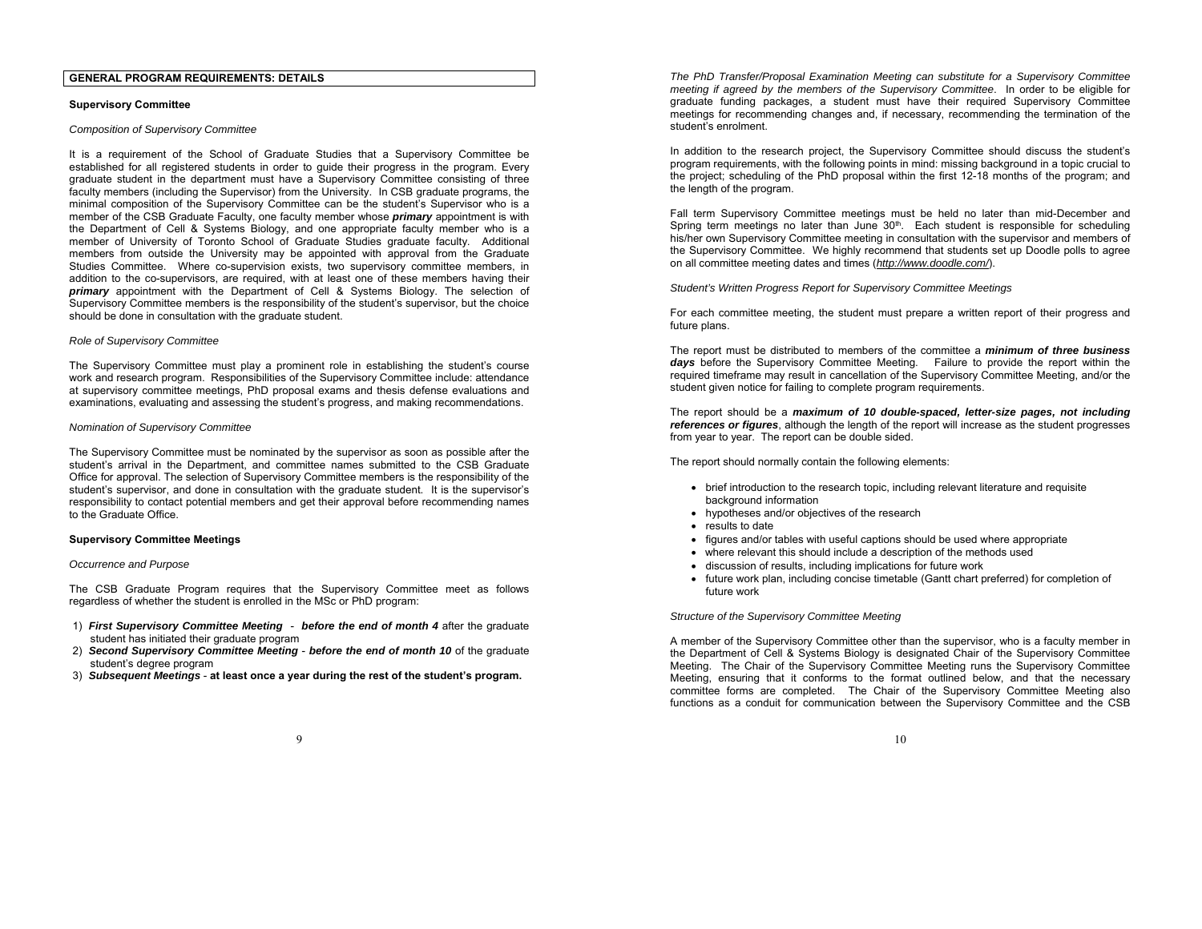## GENERAL PROGRAM REQUIREMENTS: DETAILS

### Supervisory Committee

*Composition of Supervisory Committee*

It is a requirement of the School of Graduate Studies that a Supervisory Committee be established for all registered students in order to guide their progress in the program. Every graduate student in the department must have a Supervisory Committee consisting of three faculty members (including the Supervisor) from the University. In CSB graduate programs, the minimal composition of the Supervisory Committee can be the student's Supervisor who is a member of the CSB Graduate Faculty, one faculty member whose ***primary*** appointment is with the Department of Cell & Systems Biology, and one appropriate faculty member who is a member of University of Toronto School of Graduate Studies graduate faculty. Additional members from outside the University may be appointed with approval from the Graduate Studies Committee. Where co-supervision exists, two supervisory committee members, in addition to the co-supervisors, are required, with at least one of these members having their ***primary*** appointment with the Department of Cell & Systems Biology. The selection of Supervisory Committee members is the responsibility of the student's supervisor, but the choice should be done in consultation with the graduate student.

*Role of Supervisory Committee*

The Supervisory Committee must play a prominent role in establishing the student's course work and research program. Responsibilities of the Supervisory Committee include: attendance at supervisory committee meetings, PhD proposal exams and thesis defense evaluations and examinations, evaluating and assessing the student's progress, and making recommendations.

*Nomination of Supervisory Committee*

The Supervisory Committee must be nominated by the supervisor as soon as possible after the student's arrival in the Department, and committee names submitted to the CSB Graduate Office for approval. The selection of Supervisory Committee members is the responsibility of the student's supervisor, and done in consultation with the graduate student. It is the supervisor's responsibility to contact potential members and get their approval before recommending names to the Graduate Office.

### Supervisory Committee Meetings

*Occurrence and Purpose*

The CSB Graduate Program requires that the Supervisory Committee meet as follows regardless of whether the student is enrolled in the MSc or PhD program:

1) ***First Supervisory Committee Meeting*** - ***before the end of month 4*** after the graduate student has initiated their graduate program
2) ***Second Supervisory Committee Meeting*** - ***before the end of month 10*** of the graduate student's degree program
3) ***Subsequent Meetings*** - **at least once a year during the rest of the student's program.**

*The PhD Transfer/Proposal Examination Meeting can substitute for a Supervisory Committee meeting if agreed by the members of the Supervisory Committee*. In order to be eligible for graduate funding packages, a student must have their required Supervisory Committee meetings for recommending changes and, if necessary, recommending the termination of the student's enrolment.

In addition to the research project, the Supervisory Committee should discuss the student's program requirements, with the following points in mind: missing background in a topic crucial to the project; scheduling of the PhD proposal within the first 12-18 months of the program; and the length of the program.

Fall term Supervisory Committee meetings must be held no later than mid-December and Spring term meetings no later than June 30th. Each student is responsible for scheduling his/her own Supervisory Committee meeting in consultation with the supervisor and members of the Supervisory Committee. We highly recommend that students set up Doodle polls to agree on all committee meeting dates and times (*http://www.doodle.com/*).

*Student's Written Progress Report for Supervisory Committee Meetings*

For each committee meeting, the student must prepare a written report of their progress and future plans.

The report must be distributed to members of the committee a ***minimum of three business days*** before the Supervisory Committee Meeting. Failure to provide the report within the required timeframe may result in cancellation of the Supervisory Committee Meeting, and/or the student given notice for failing to complete program requirements.

The report should be a ***maximum of 10 double-spaced, letter-size pages, not including references or figures***, although the length of the report will increase as the student progresses from year to year. The report can be double sided.

The report should normally contain the following elements:

- brief introduction to the research topic, including relevant literature and requisite background information
- hypotheses and/or objectives of the research
- results to date
- figures and/or tables with useful captions should be used where appropriate
- where relevant this should include a description of the methods used
- discussion of results, including implications for future work
- future work plan, including concise timetable (Gantt chart preferred) for completion of future work

*Structure of the Supervisory Committee Meeting*

A member of the Supervisory Committee other than the supervisor, who is a faculty member in the Department of Cell & Systems Biology is designated Chair of the Supervisory Committee Meeting. The Chair of the Supervisory Committee Meeting runs the Supervisory Committee Meeting, ensuring that it conforms to the format outlined below, and that the necessary committee forms are completed. The Chair of the Supervisory Committee Meeting also functions as a conduit for communication between the Supervisory Committee and the CSB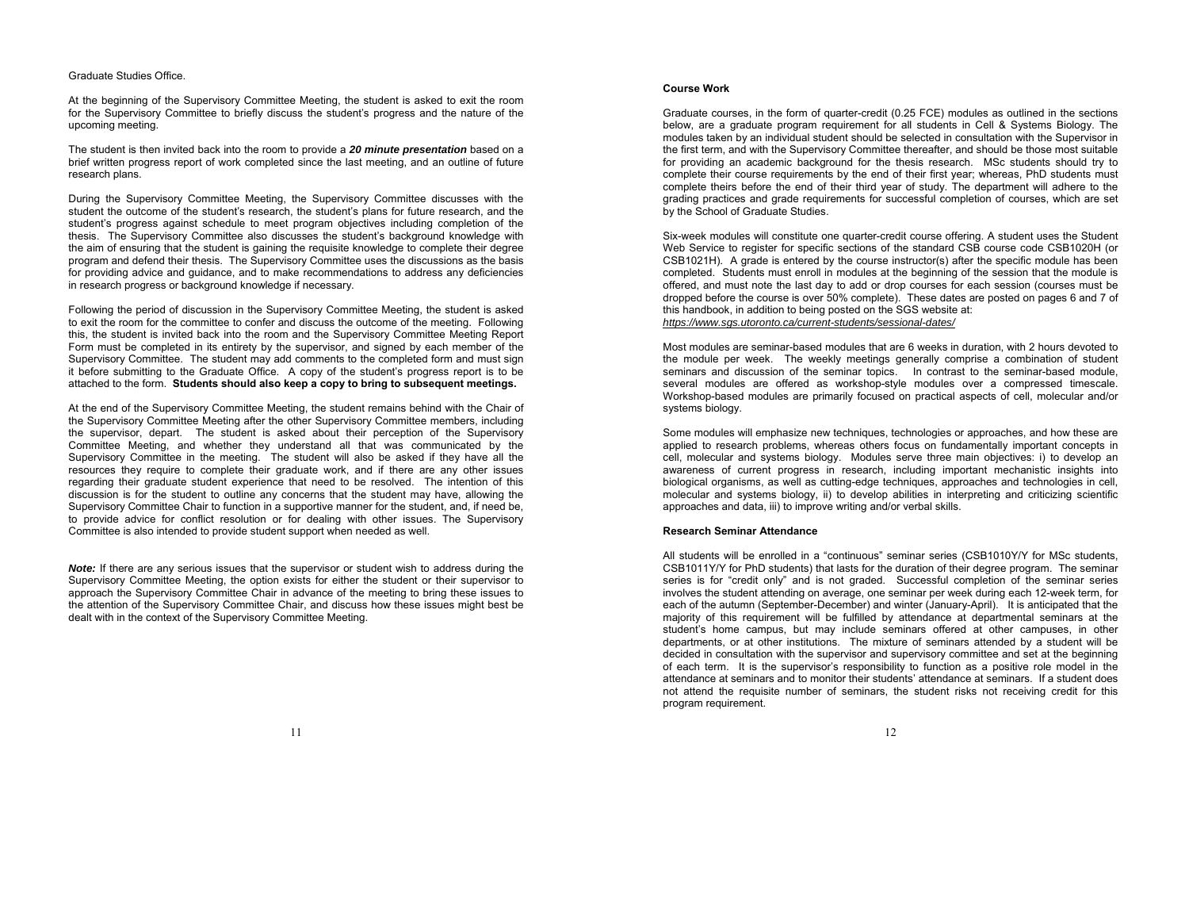Graduate Studies Office.

At the beginning of the Supervisory Committee Meeting, the student is asked to exit the room for the Supervisory Committee to briefly discuss the student's progress and the nature of the upcoming meeting.

The student is then invited back into the room to provide a ***20 minute presentation*** based on a brief written progress report of work completed since the last meeting, and an outline of future research plans.

During the Supervisory Committee Meeting, the Supervisory Committee discusses with the student the outcome of the student's research, the student's plans for future research, and the student's progress against schedule to meet program objectives including completion of the thesis. The Supervisory Committee also discusses the student's background knowledge with the aim of ensuring that the student is gaining the requisite knowledge to complete their degree program and defend their thesis. The Supervisory Committee uses the discussions as the basis for providing advice and guidance, and to make recommendations to address any deficiencies in research progress or background knowledge if necessary.

Following the period of discussion in the Supervisory Committee Meeting, the student is asked to exit the room for the committee to confer and discuss the outcome of the meeting. Following this, the student is invited back into the room and the Supervisory Committee Meeting Report Form must be completed in its entirety by the supervisor, and signed by each member of the Supervisory Committee. The student may add comments to the completed form and must sign it before submitting to the Graduate Office. A copy of the student's progress report is to be attached to the form. **Students should also keep a copy to bring to subsequent meetings.**

At the end of the Supervisory Committee Meeting, the student remains behind with the Chair of the Supervisory Committee Meeting after the other Supervisory Committee members, including the supervisor, depart. The student is asked about their perception of the Supervisory Committee Meeting, and whether they understand all that was communicated by the Supervisory Committee in the meeting. The student will also be asked if they have all the resources they require to complete their graduate work, and if there are any other issues regarding their graduate student experience that need to be resolved. The intention of this discussion is for the student to outline any concerns that the student may have, allowing the Supervisory Committee Chair to function in a supportive manner for the student, and, if need be, to provide advice for conflict resolution or for dealing with other issues. The Supervisory Committee is also intended to provide student support when needed as well.

***Note:*** If there are any serious issues that the supervisor or student wish to address during the Supervisory Committee Meeting, the option exists for either the student or their supervisor to approach the Supervisory Committee Chair in advance of the meeting to bring these issues to the attention of the Supervisory Committee Chair, and discuss how these issues might best be dealt with in the context of the Supervisory Committee Meeting.

**Course Work**

Graduate courses, in the form of quarter-credit (0.25 FCE) modules as outlined in the sections below, are a graduate program requirement for all students in Cell & Systems Biology. The modules taken by an individual student should be selected in consultation with the Supervisor in the first term, and with the Supervisory Committee thereafter, and should be those most suitable for providing an academic background for the thesis research. MSc students should try to complete their course requirements by the end of their first year; whereas, PhD students must complete theirs before the end of their third year of study. The department will adhere to the grading practices and grade requirements for successful completion of courses, which are set by the School of Graduate Studies.

Six-week modules will constitute one quarter-credit course offering. A student uses the Student Web Service to register for specific sections of the standard CSB course code CSB1020H (or CSB1021H). A grade is entered by the course instructor(s) after the specific module has been completed. Students must enroll in modules at the beginning of the session that the module is offered, and must note the last day to add or drop courses for each session (courses must be dropped before the course is over 50% complete). These dates are posted on pages 6 and 7 of this handbook, in addition to being posted on the SGS website at:
*https://www.sgs.utoronto.ca/current-students/sessional-dates/*

Most modules are seminar-based modules that are 6 weeks in duration, with 2 hours devoted to the module per week. The weekly meetings generally comprise a combination of student seminars and discussion of the seminar topics. In contrast to the seminar-based module, several modules are offered as workshop-style modules over a compressed timescale. Workshop-based modules are primarily focused on practical aspects of cell, molecular and/or systems biology.

Some modules will emphasize new techniques, technologies or approaches, and how these are applied to research problems, whereas others focus on fundamentally important concepts in cell, molecular and systems biology. Modules serve three main objectives: i) to develop an awareness of current progress in research, including important mechanistic insights into biological organisms, as well as cutting-edge techniques, approaches and technologies in cell, molecular and systems biology, ii) to develop abilities in interpreting and criticizing scientific approaches and data, iii) to improve writing and/or verbal skills.

**Research Seminar Attendance**

All students will be enrolled in a "continuous" seminar series (CSB1010Y/Y for MSc students, CSB1011Y/Y for PhD students) that lasts for the duration of their degree program. The seminar series is for "credit only" and is not graded. Successful completion of the seminar series involves the student attending on average, one seminar per week during each 12-week term, for each of the autumn (September-December) and winter (January-April). It is anticipated that the majority of this requirement will be fulfilled by attendance at departmental seminars at the student's home campus, but may include seminars offered at other campuses, in other departments, or at other institutions. The mixture of seminars attended by a student will be decided in consultation with the supervisor and supervisory committee and set at the beginning of each term. It is the supervisor's responsibility to function as a positive role model in the attendance at seminars and to monitor their students' attendance at seminars. If a student does not attend the requisite number of seminars, the student risks not receiving credit for this program requirement.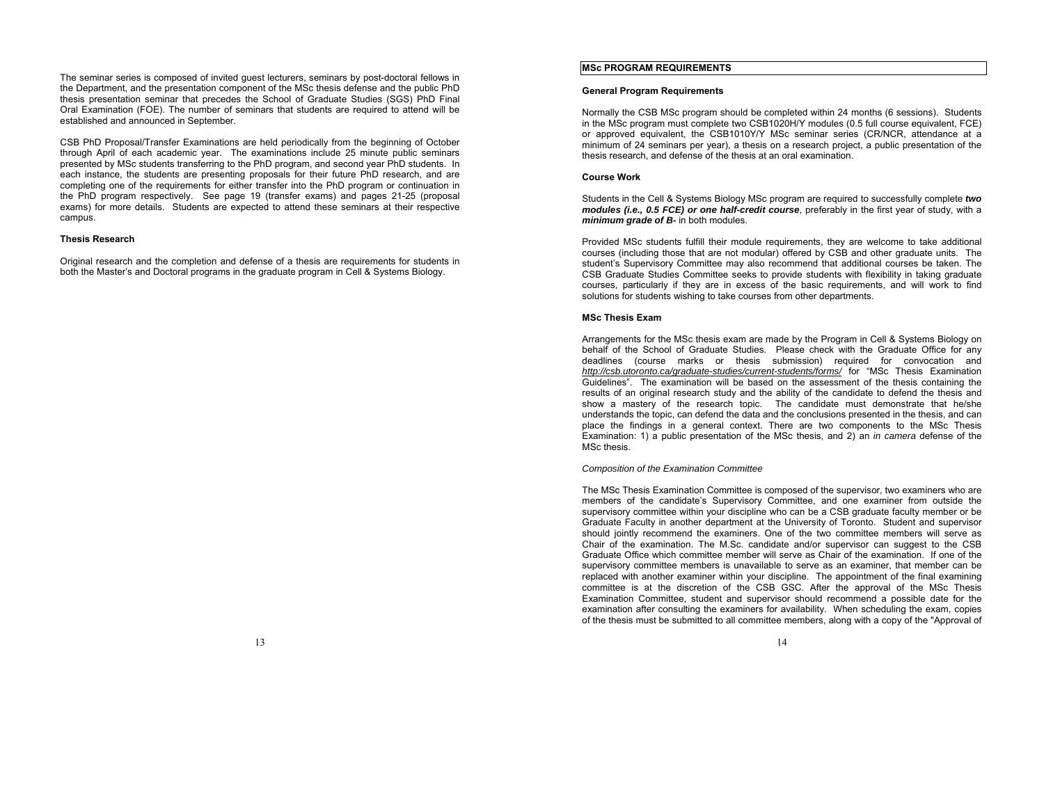The seminar series is composed of invited guest lecturers, seminars by post-doctoral fellows in the Department, and the presentation component of the MSc thesis defense and the public PhD thesis presentation seminar that precedes the School of Graduate Studies (SGS) PhD Final Oral Examination (FOE). The number of seminars that students are required to attend will be established and announced in September.

CSB PhD Proposal/Transfer Examinations are held periodically from the beginning of October through April of each academic year. The examinations include 25 minute public seminars presented by MSc students transferring to the PhD program, and second year PhD students. In each instance, the students are presenting proposals for their future PhD research, and are completing one of the requirements for either transfer into the PhD program or continuation in the PhD program respectively. See page 19 (transfer exams) and pages 21-25 (proposal exams) for more details. Students are expected to attend these seminars at their respective campus.

### Thesis Research

Original research and the completion and defense of a thesis are requirements for students in both the Master's and Doctoral programs in the graduate program in Cell & Systems Biology.

## MSc PROGRAM REQUIREMENTS

### General Program Requirements

Normally the CSB MSc program should be completed within 24 months (6 sessions). Students in the MSc program must complete two CSB1020H/Y modules (0.5 full course equivalent, FCE) or approved equivalent, the CSB1010Y/Y MSc seminar series (CR/NCR, attendance at a minimum of 24 seminars per year), a thesis on a research project, a public presentation of the thesis research, and defense of the thesis at an oral examination.

### Course Work

Students in the Cell & Systems Biology MSc program are required to successfully complete ***two modules (i.e., 0.5 FCE) or one half-credit course***, preferably in the first year of study, with a ***minimum grade of B-*** in both modules.

Provided MSc students fulfill their module requirements, they are welcome to take additional courses (including those that are not modular) offered by CSB and other graduate units. The student's Supervisory Committee may also recommend that additional courses be taken. The CSB Graduate Studies Committee seeks to provide students with flexibility in taking graduate courses, particularly if they are in excess of the basic requirements, and will work to find solutions for students wishing to take courses from other departments.

### MSc Thesis Exam

Arrangements for the MSc thesis exam are made by the Program in Cell & Systems Biology on behalf of the School of Graduate Studies. Please check with the Graduate Office for any deadlines (course marks or thesis submission) required for convocation and *http://csb.utoronto.ca/graduate-studies/current-students/forms/* for "MSc Thesis Examination Guidelines". The examination will be based on the assessment of the thesis containing the results of an original research study and the ability of the candidate to defend the thesis and show a mastery of the research topic. The candidate must demonstrate that he/she understands the topic, can defend the data and the conclusions presented in the thesis, and can place the findings in a general context. There are two components to the MSc Thesis Examination: 1) a public presentation of the MSc thesis, and 2) an *in camera* defense of the MSc thesis.

*Composition of the Examination Committee*

The MSc Thesis Examination Committee is composed of the supervisor, two examiners who are members of the candidate's Supervisory Committee, and one examiner from outside the supervisory committee within your discipline who can be a CSB graduate faculty member or be Graduate Faculty in another department at the University of Toronto. Student and supervisor should jointly recommend the examiners. One of the two committee members will serve as Chair of the examination. The M.Sc. candidate and/or supervisor can suggest to the CSB Graduate Office which committee member will serve as Chair of the examination. If one of the supervisory committee members is unavailable to serve as an examiner, that member can be replaced with another examiner within your discipline. The appointment of the final examining committee is at the discretion of the CSB GSC. After the approval of the MSc Thesis Examination Committee, student and supervisor should recommend a possible date for the examination after consulting the examiners for availability. When scheduling the exam, copies of the thesis must be submitted to all committee members, along with a copy of the "Approval of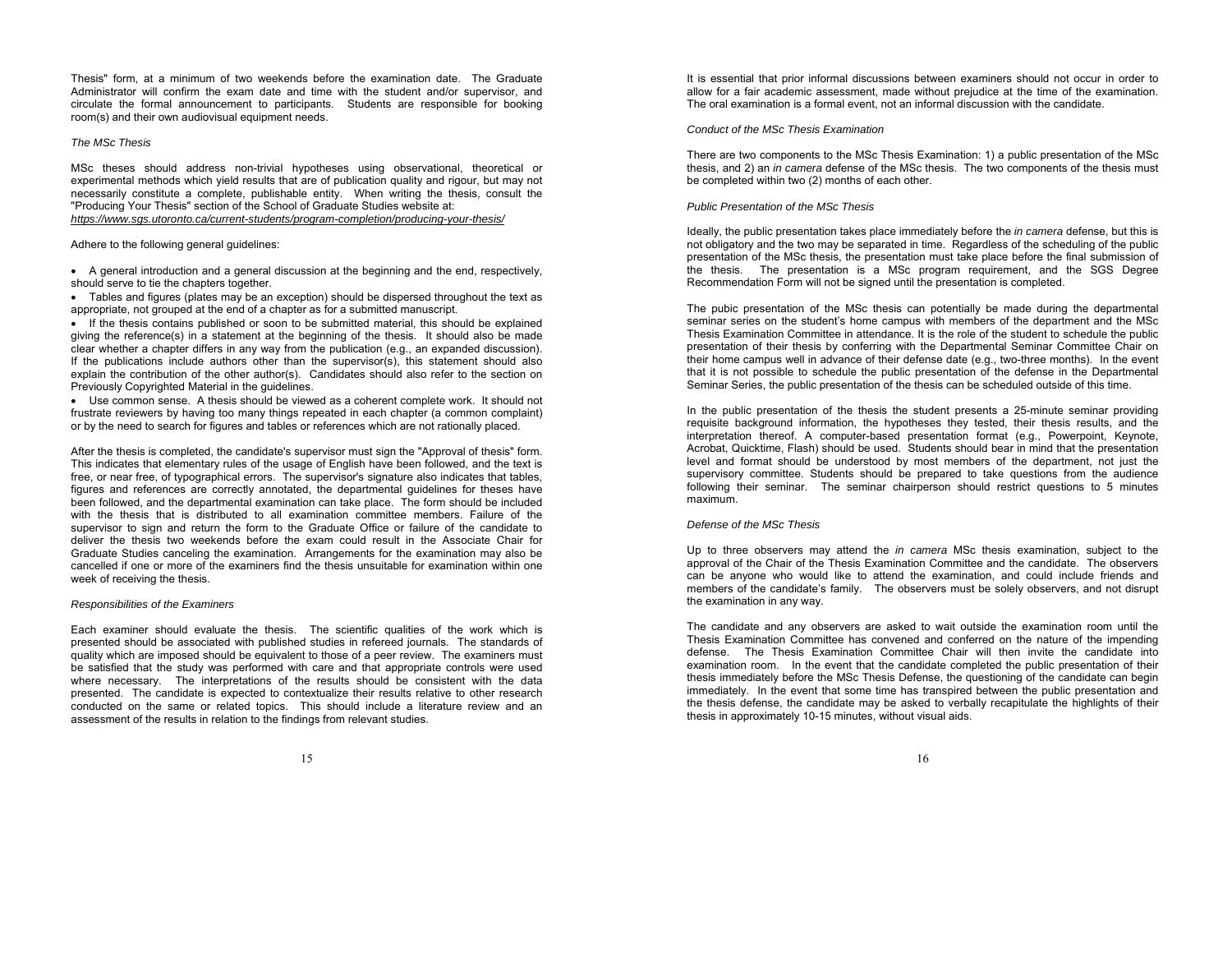Thesis" form, at a minimum of two weekends before the examination date. The Graduate Administrator will confirm the exam date and time with the student and/or supervisor, and circulate the formal announcement to participants. Students are responsible for booking room(s) and their own audiovisual equipment needs.

*The MSc Thesis*

MSc theses should address non-trivial hypotheses using observational, theoretical or experimental methods which yield results that are of publication quality and rigour, but may not necessarily constitute a complete, publishable entity. When writing the thesis, consult the "Producing Your Thesis" section of the School of Graduate Studies website at:
*https://www.sgs.utoronto.ca/current-students/program-completion/producing-your-thesis/*

Adhere to the following general guidelines:

- A general introduction and a general discussion at the beginning and the end, respectively, should serve to tie the chapters together.
- Tables and figures (plates may be an exception) should be dispersed throughout the text as appropriate, not grouped at the end of a chapter as for a submitted manuscript.
- If the thesis contains published or soon to be submitted material, this should be explained giving the reference(s) in a statement at the beginning of the thesis. It should also be made clear whether a chapter differs in any way from the publication (e.g., an expanded discussion). If the publications include authors other than the supervisor(s), this statement should also explain the contribution of the other author(s). Candidates should also refer to the section on Previously Copyrighted Material in the guidelines.
- Use common sense. A thesis should be viewed as a coherent complete work. It should not frustrate reviewers by having too many things repeated in each chapter (a common complaint) or by the need to search for figures and tables or references which are not rationally placed.

After the thesis is completed, the candidate's supervisor must sign the "Approval of thesis" form. This indicates that elementary rules of the usage of English have been followed, and the text is free, or near free, of typographical errors. The supervisor's signature also indicates that tables, figures and references are correctly annotated, the departmental guidelines for theses have been followed, and the departmental examination can take place. The form should be included with the thesis that is distributed to all examination committee members. Failure of the supervisor to sign and return the form to the Graduate Office or failure of the candidate to deliver the thesis two weekends before the exam could result in the Associate Chair for Graduate Studies canceling the examination. Arrangements for the examination may also be cancelled if one or more of the examiners find the thesis unsuitable for examination within one week of receiving the thesis.

*Responsibilities of the Examiners*

Each examiner should evaluate the thesis. The scientific qualities of the work which is presented should be associated with published studies in refereed journals. The standards of quality which are imposed should be equivalent to those of a peer review. The examiners must be satisfied that the study was performed with care and that appropriate controls were used where necessary. The interpretations of the results should be consistent with the data presented. The candidate is expected to contextualize their results relative to other research conducted on the same or related topics. This should include a literature review and an assessment of the results in relation to the findings from relevant studies.

It is essential that prior informal discussions between examiners should not occur in order to allow for a fair academic assessment, made without prejudice at the time of the examination. The oral examination is a formal event, not an informal discussion with the candidate.

*Conduct of the MSc Thesis Examination*

There are two components to the MSc Thesis Examination: 1) a public presentation of the MSc thesis, and 2) an *in camera* defense of the MSc thesis. The two components of the thesis must be completed within two (2) months of each other.

*Public Presentation of the MSc Thesis*

Ideally, the public presentation takes place immediately before the *in camera* defense, but this is not obligatory and the two may be separated in time. Regardless of the scheduling of the public presentation of the MSc thesis, the presentation must take place before the final submission of the thesis. The presentation is a MSc program requirement, and the SGS Degree Recommendation Form will not be signed until the presentation is completed.

The pubic presentation of the MSc thesis can potentially be made during the departmental seminar series on the student's home campus with members of the department and the MSc Thesis Examination Committee in attendance. It is the role of the student to schedule the public presentation of their thesis by conferring with the Departmental Seminar Committee Chair on their home campus well in advance of their defense date (e.g., two-three months). In the event that it is not possible to schedule the public presentation of the defense in the Departmental Seminar Series, the public presentation of the thesis can be scheduled outside of this time.

In the public presentation of the thesis the student presents a 25-minute seminar providing requisite background information, the hypotheses they tested, their thesis results, and the interpretation thereof. A computer-based presentation format (e.g., Powerpoint, Keynote, Acrobat, Quicktime, Flash) should be used. Students should bear in mind that the presentation level and format should be understood by most members of the department, not just the supervisory committee. Students should be prepared to take questions from the audience following their seminar. The seminar chairperson should restrict questions to 5 minutes maximum.

*Defense of the MSc Thesis*

Up to three observers may attend the *in camera* MSc thesis examination, subject to the approval of the Chair of the Thesis Examination Committee and the candidate. The observers can be anyone who would like to attend the examination, and could include friends and members of the candidate's family. The observers must be solely observers, and not disrupt the examination in any way.

The candidate and any observers are asked to wait outside the examination room until the Thesis Examination Committee has convened and conferred on the nature of the impending defense. The Thesis Examination Committee Chair will then invite the candidate into examination room. In the event that the candidate completed the public presentation of their thesis immediately before the MSc Thesis Defense, the questioning of the candidate can begin immediately. In the event that some time has transpired between the public presentation and the thesis defense, the candidate may be asked to verbally recapitulate the highlights of their thesis in approximately 10-15 minutes, without visual aids.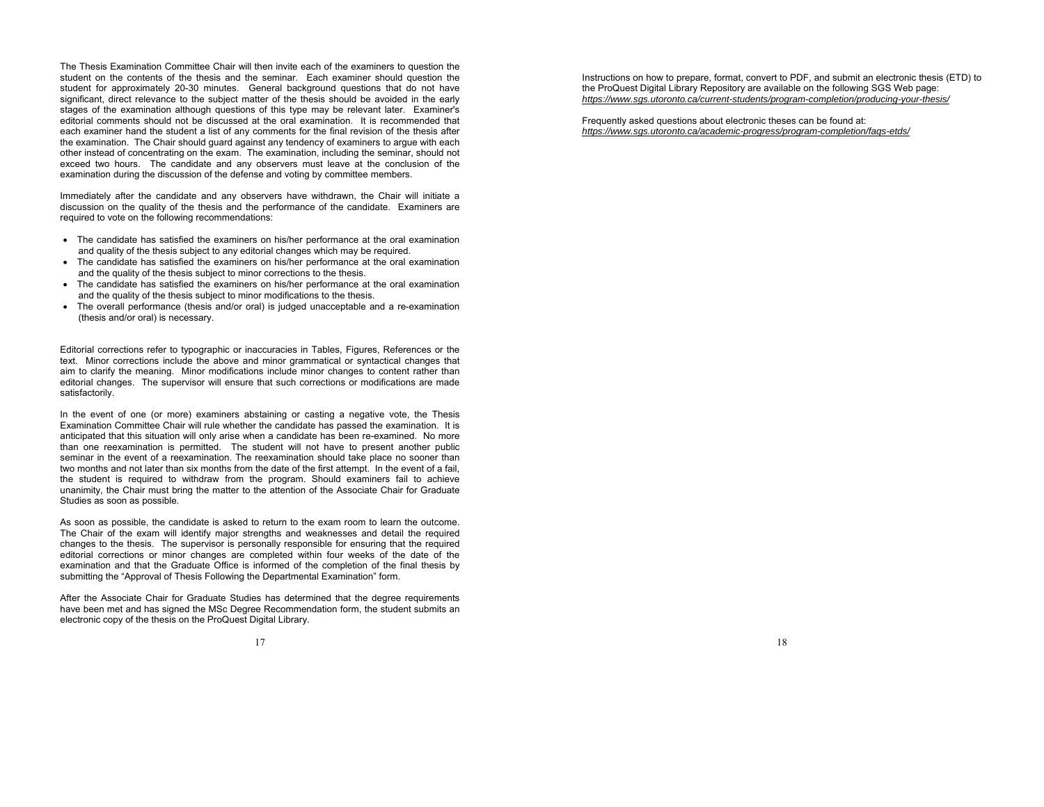The Thesis Examination Committee Chair will then invite each of the examiners to question the student on the contents of the thesis and the seminar. Each examiner should question the student for approximately 20-30 minutes. General background questions that do not have significant, direct relevance to the subject matter of the thesis should be avoided in the early stages of the examination although questions of this type may be relevant later. Examiner's editorial comments should not be discussed at the oral examination. It is recommended that each examiner hand the student a list of any comments for the final revision of the thesis after the examination. The Chair should guard against any tendency of examiners to argue with each other instead of concentrating on the exam. The examination, including the seminar, should not exceed two hours. The candidate and any observers must leave at the conclusion of the examination during the discussion of the defense and voting by committee members.

Immediately after the candidate and any observers have withdrawn, the Chair will initiate a discussion on the quality of the thesis and the performance of the candidate. Examiners are required to vote on the following recommendations:

- The candidate has satisfied the examiners on his/her performance at the oral examination and quality of the thesis subject to any editorial changes which may be required.
- The candidate has satisfied the examiners on his/her performance at the oral examination and the quality of the thesis subject to minor corrections to the thesis.
- The candidate has satisfied the examiners on his/her performance at the oral examination and the quality of the thesis subject to minor modifications to the thesis.
- The overall performance (thesis and/or oral) is judged unacceptable and a re-examination (thesis and/or oral) is necessary.

Editorial corrections refer to typographic or inaccuracies in Tables, Figures, References or the text. Minor corrections include the above and minor grammatical or syntactical changes that aim to clarify the meaning. Minor modifications include minor changes to content rather than editorial changes. The supervisor will ensure that such corrections or modifications are made satisfactorily.

In the event of one (or more) examiners abstaining or casting a negative vote, the Thesis Examination Committee Chair will rule whether the candidate has passed the examination. It is anticipated that this situation will only arise when a candidate has been re-examined. No more than one reexamination is permitted. The student will not have to present another public seminar in the event of a reexamination. The reexamination should take place no sooner than two months and not later than six months from the date of the first attempt. In the event of a fail, the student is required to withdraw from the program. Should examiners fail to achieve unanimity, the Chair must bring the matter to the attention of the Associate Chair for Graduate Studies as soon as possible.

As soon as possible, the candidate is asked to return to the exam room to learn the outcome. The Chair of the exam will identify major strengths and weaknesses and detail the required changes to the thesis. The supervisor is personally responsible for ensuring that the required editorial corrections or minor changes are completed within four weeks of the date of the examination and that the Graduate Office is informed of the completion of the final thesis by submitting the "Approval of Thesis Following the Departmental Examination" form.

After the Associate Chair for Graduate Studies has determined that the degree requirements have been met and has signed the MSc Degree Recommendation form, the student submits an electronic copy of the thesis on the ProQuest Digital Library.

Instructions on how to prepare, format, convert to PDF, and submit an electronic thesis (ETD) to the ProQuest Digital Library Repository are available on the following SGS Web page: *https://www.sgs.utoronto.ca/current-students/program-completion/producing-your-thesis/*

Frequently asked questions about electronic theses can be found at: *https://www.sgs.utoronto.ca/academic-progress/program-completion/faqs-etds/*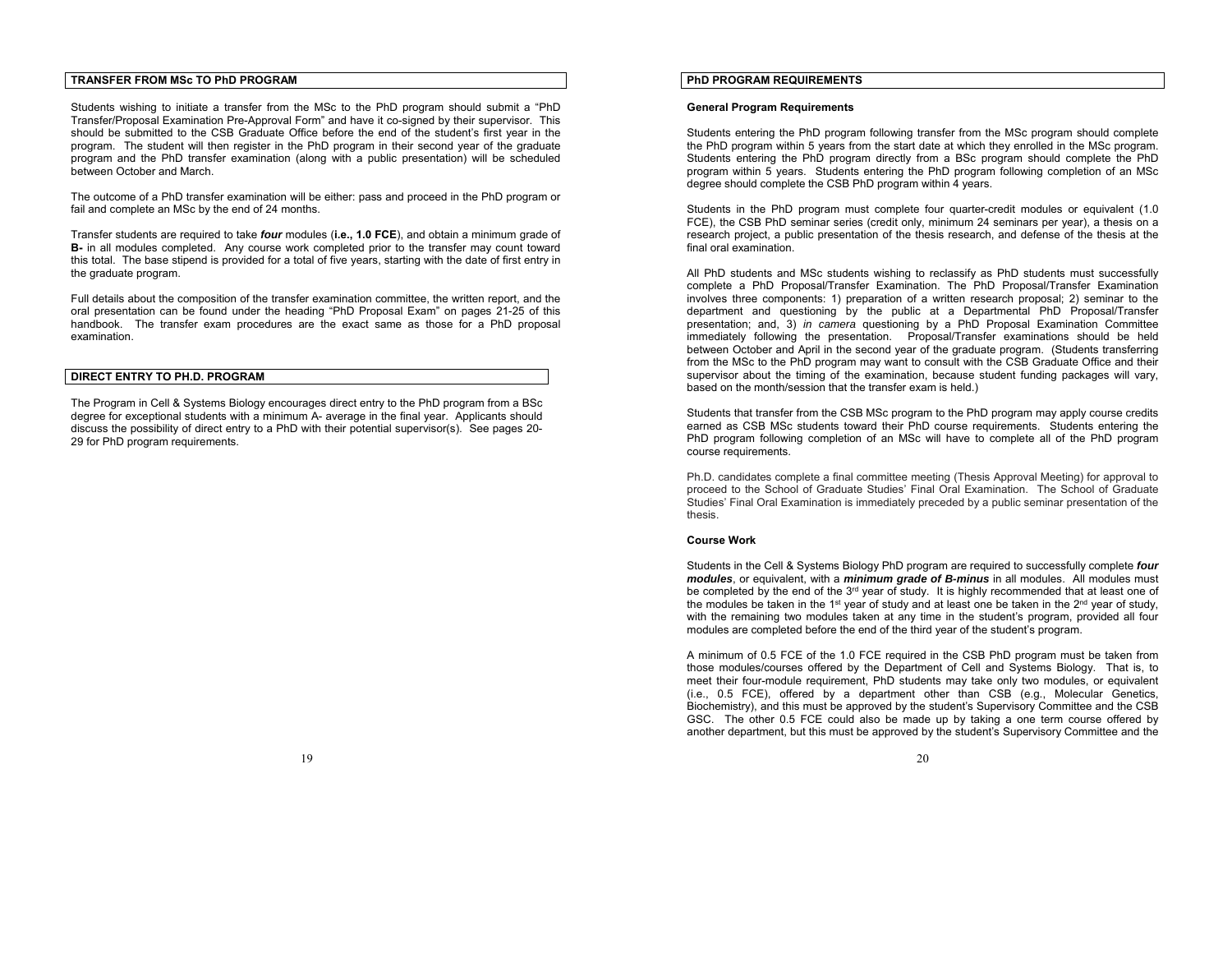## TRANSFER FROM MSc TO PhD PROGRAM

Students wishing to initiate a transfer from the MSc to the PhD program should submit a "PhD Transfer/Proposal Examination Pre-Approval Form" and have it co-signed by their supervisor. This should be submitted to the CSB Graduate Office before the end of the student's first year in the program. The student will then register in the PhD program in their second year of the graduate program and the PhD transfer examination (along with a public presentation) will be scheduled between October and March.

The outcome of a PhD transfer examination will be either: pass and proceed in the PhD program or fail and complete an MSc by the end of 24 months.

Transfer students are required to take ***four*** modules (**i.e., 1.0 FCE**), and obtain a minimum grade of **B-** in all modules completed. Any course work completed prior to the transfer may count toward this total. The base stipend is provided for a total of five years, starting with the date of first entry in the graduate program.

Full details about the composition of the transfer examination committee, the written report, and the oral presentation can be found under the heading "PhD Proposal Exam" on pages 21-25 of this handbook. The transfer exam procedures are the exact same as those for a PhD proposal examination.

## DIRECT ENTRY TO PH.D. PROGRAM

The Program in Cell & Systems Biology encourages direct entry to the PhD program from a BSc degree for exceptional students with a minimum A- average in the final year. Applicants should discuss the possibility of direct entry to a PhD with their potential supervisor(s). See pages 20-29 for PhD program requirements.

## PhD PROGRAM REQUIREMENTS

### General Program Requirements

Students entering the PhD program following transfer from the MSc program should complete the PhD program within 5 years from the start date at which they enrolled in the MSc program. Students entering the PhD program directly from a BSc program should complete the PhD program within 5 years. Students entering the PhD program following completion of an MSc degree should complete the CSB PhD program within 4 years.

Students in the PhD program must complete four quarter-credit modules or equivalent (1.0 FCE), the CSB PhD seminar series (credit only, minimum 24 seminars per year), a thesis on a research project, a public presentation of the thesis research, and defense of the thesis at the final oral examination.

All PhD students and MSc students wishing to reclassify as PhD students must successfully complete a PhD Proposal/Transfer Examination. The PhD Proposal/Transfer Examination involves three components: 1) preparation of a written research proposal; 2) seminar to the department and questioning by the public at a Departmental PhD Proposal/Transfer presentation; and, 3) *in camera* questioning by a PhD Proposal Examination Committee immediately following the presentation. Proposal/Transfer examinations should be held between October and April in the second year of the graduate program. (Students transferring from the MSc to the PhD program may want to consult with the CSB Graduate Office and their supervisor about the timing of the examination, because student funding packages will vary, based on the month/session that the transfer exam is held.)

Students that transfer from the CSB MSc program to the PhD program may apply course credits earned as CSB MSc students toward their PhD course requirements. Students entering the PhD program following completion of an MSc will have to complete all of the PhD program course requirements.

Ph.D. candidates complete a final committee meeting (Thesis Approval Meeting) for approval to proceed to the School of Graduate Studies' Final Oral Examination. The School of Graduate Studies' Final Oral Examination is immediately preceded by a public seminar presentation of the thesis.

### Course Work

Students in the Cell & Systems Biology PhD program are required to successfully complete ***four modules***, or equivalent, with a ***minimum grade of B-minus*** in all modules. All modules must be completed by the end of the 3rd year of study. It is highly recommended that at least one of the modules be taken in the 1st year of study and at least one be taken in the 2nd year of study, with the remaining two modules taken at any time in the student's program, provided all four modules are completed before the end of the third year of the student's program.

A minimum of 0.5 FCE of the 1.0 FCE required in the CSB PhD program must be taken from those modules/courses offered by the Department of Cell and Systems Biology. That is, to meet their four-module requirement, PhD students may take only two modules, or equivalent (i.e., 0.5 FCE), offered by a department other than CSB (e.g., Molecular Genetics, Biochemistry), and this must be approved by the student's Supervisory Committee and the CSB GSC. The other 0.5 FCE could also be made up by taking a one term course offered by another department, but this must be approved by the student's Supervisory Committee and the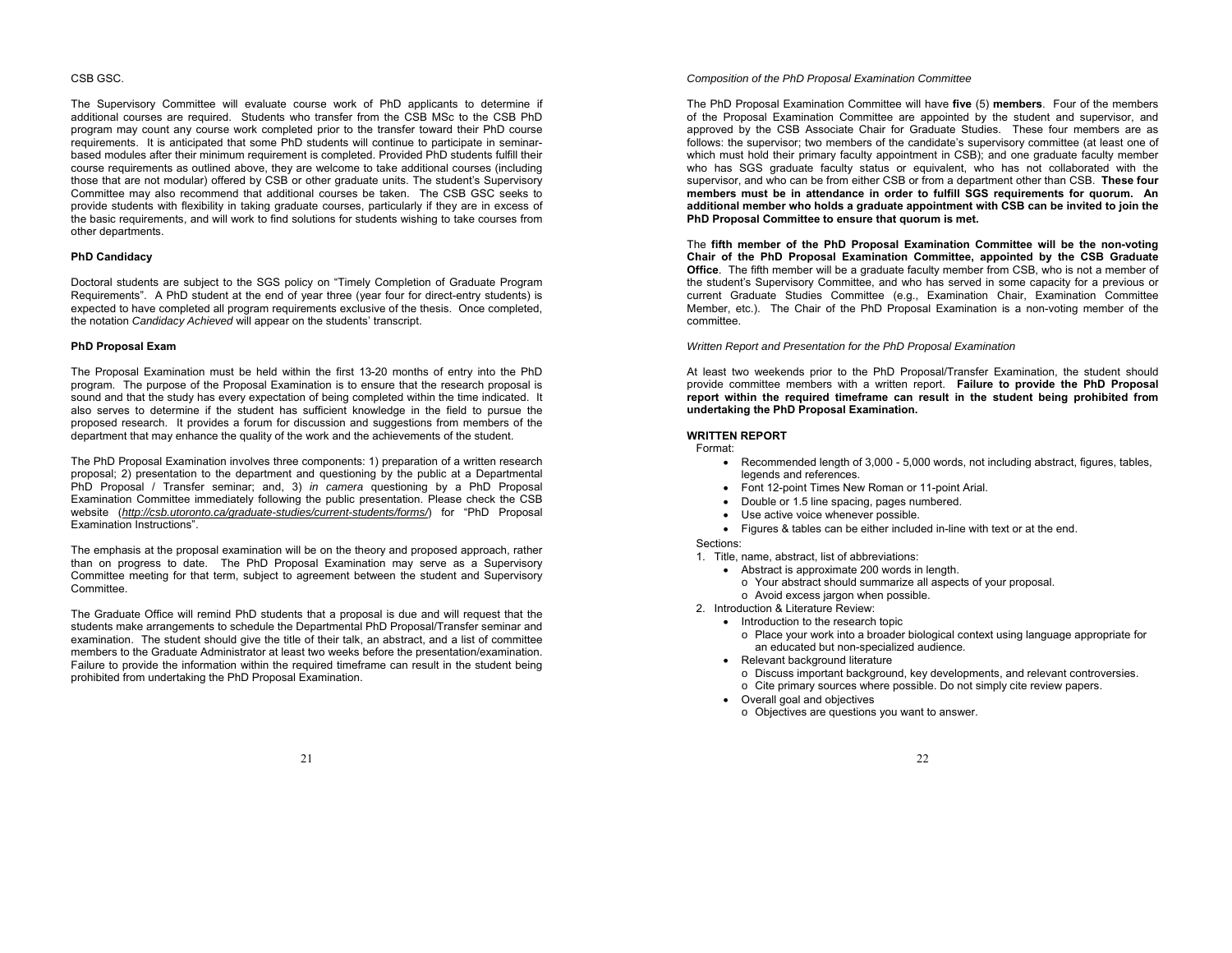CSB GSC.

The Supervisory Committee will evaluate course work of PhD applicants to determine if additional courses are required. Students who transfer from the CSB MSc to the CSB PhD program may count any course work completed prior to the transfer toward their PhD course requirements. It is anticipated that some PhD students will continue to participate in seminar-based modules after their minimum requirement is completed. Provided PhD students fulfill their course requirements as outlined above, they are welcome to take additional courses (including those that are not modular) offered by CSB or other graduate units. The student's Supervisory Committee may also recommend that additional courses be taken. The CSB GSC seeks to provide students with flexibility in taking graduate courses, particularly if they are in excess of the basic requirements, and will work to find solutions for students wishing to take courses from other departments.

**PhD Candidacy**

Doctoral students are subject to the SGS policy on "Timely Completion of Graduate Program Requirements". A PhD student at the end of year three (year four for direct-entry students) is expected to have completed all program requirements exclusive of the thesis. Once completed, the notation *Candidacy Achieved* will appear on the students' transcript.

**PhD Proposal Exam**

The Proposal Examination must be held within the first 13-20 months of entry into the PhD program. The purpose of the Proposal Examination is to ensure that the research proposal is sound and that the study has every expectation of being completed within the time indicated. It also serves to determine if the student has sufficient knowledge in the field to pursue the proposed research. It provides a forum for discussion and suggestions from members of the department that may enhance the quality of the work and the achievements of the student.

The PhD Proposal Examination involves three components: 1) preparation of a written research proposal; 2) presentation to the department and questioning by the public at a Departmental PhD Proposal / Transfer seminar; and, 3) *in camera* questioning by a PhD Proposal Examination Committee immediately following the public presentation. Please check the CSB website (*http://csb.utoronto.ca/graduate-studies/current-students/forms/*) for "PhD Proposal Examination Instructions".

The emphasis at the proposal examination will be on the theory and proposed approach, rather than on progress to date. The PhD Proposal Examination may serve as a Supervisory Committee meeting for that term, subject to agreement between the student and Supervisory Committee.

The Graduate Office will remind PhD students that a proposal is due and will request that the students make arrangements to schedule the Departmental PhD Proposal/Transfer seminar and examination. The student should give the title of their talk, an abstract, and a list of committee members to the Graduate Administrator at least two weeks before the presentation/examination. Failure to provide the information within the required timeframe can result in the student being prohibited from undertaking the PhD Proposal Examination.

*Composition of the PhD Proposal Examination Committee*

The PhD Proposal Examination Committee will have **five** (5) **members**. Four of the members of the Proposal Examination Committee are appointed by the student and supervisor, and approved by the CSB Associate Chair for Graduate Studies. These four members are as follows: the supervisor; two members of the candidate's supervisory committee (at least one of which must hold their primary faculty appointment in CSB); and one graduate faculty member who has SGS graduate faculty status or equivalent, who has not collaborated with the supervisor, and who can be from either CSB or from a department other than CSB. **These four members must be in attendance in order to fulfill SGS requirements for quorum. An additional member who holds a graduate appointment with CSB can be invited to join the PhD Proposal Committee to ensure that quorum is met.**

The **fifth member of the PhD Proposal Examination Committee will be the non-voting Chair of the PhD Proposal Examination Committee, appointed by the CSB Graduate Office**. The fifth member will be a graduate faculty member from CSB, who is not a member of the student's Supervisory Committee, and who has served in some capacity for a previous or current Graduate Studies Committee (e.g., Examination Chair, Examination Committee Member, etc.). The Chair of the PhD Proposal Examination is a non-voting member of the committee.

*Written Report and Presentation for the PhD Proposal Examination*

At least two weekends prior to the PhD Proposal/Transfer Examination, the student should provide committee members with a written report. **Failure to provide the PhD Proposal report within the required timeframe can result in the student being prohibited from undertaking the PhD Proposal Examination.**

**WRITTEN REPORT**

Format:

- Recommended length of 3,000 - 5,000 words, not including abstract, figures, tables, legends and references.
- Font 12-point Times New Roman or 11-point Arial.
- Double or 1.5 line spacing, pages numbered.
- Use active voice whenever possible.
- Figures & tables can be either included in-line with text or at the end.

Sections:

1. Title, name, abstract, list of abbreviations:
   - Abstract is approximate 200 words in length.
     - Your abstract should summarize all aspects of your proposal.
     - Avoid excess jargon when possible.
2. Introduction & Literature Review:
   - Introduction to the research topic
     - Place your work into a broader biological context using language appropriate for an educated but non-specialized audience.
   - Relevant background literature
     - Discuss important background, key developments, and relevant controversies.
     - Cite primary sources where possible. Do not simply cite review papers.
   - Overall goal and objectives
     - Objectives are questions you want to answer.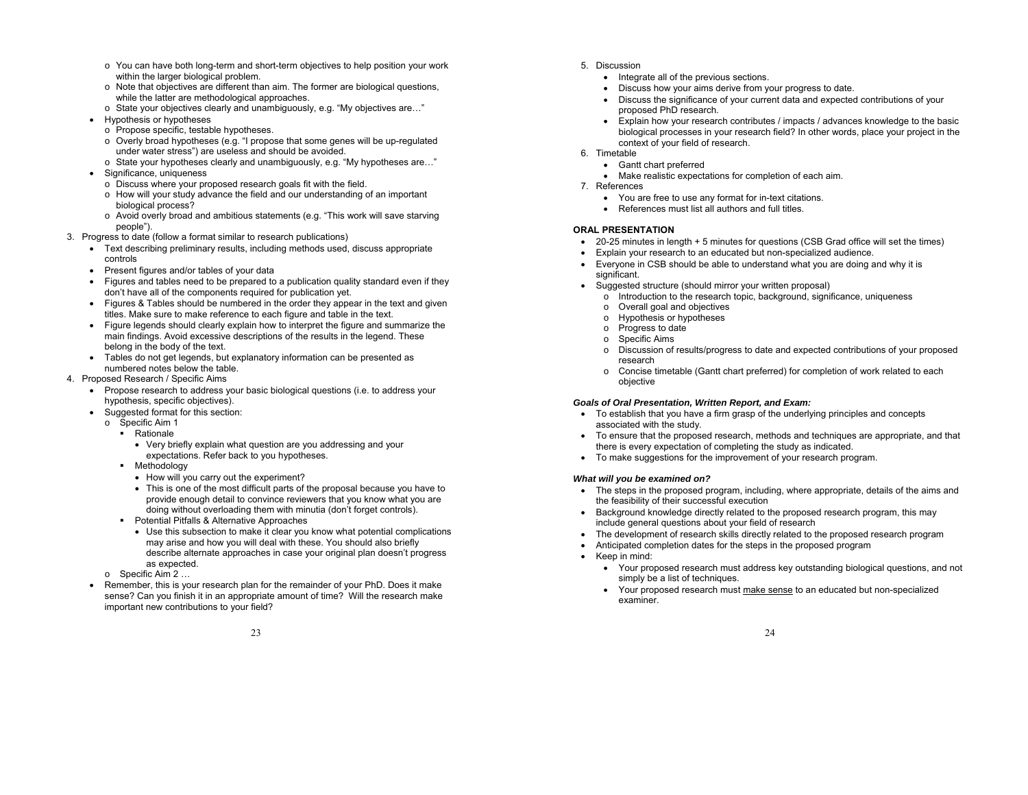- You can have both long-term and short-term objectives to help position your work within the larger biological problem.
    - Note that objectives are different than aim. The former are biological questions, while the latter are methodological approaches.
    - State your objectives clearly and unambiguously, e.g. "My objectives are…"
- Hypothesis or hypotheses
    - Propose specific, testable hypotheses.
    - Overly broad hypotheses (e.g. "I propose that some genes will be up-regulated under water stress") are useless and should be avoided.
    - State your hypotheses clearly and unambiguously, e.g. "My hypotheses are…"
- Significance, uniqueness
    - Discuss where your proposed research goals fit with the field.
    - How will your study advance the field and our understanding of an important biological process?
    - Avoid overly broad and ambitious statements (e.g. "This work will save starving people").

3. Progress to date (follow a format similar to research publications)
    - Text describing preliminary results, including methods used, discuss appropriate controls
    - Present figures and/or tables of your data
    - Figures and tables need to be prepared to a publication quality standard even if they don't have all of the components required for publication yet.
    - Figures & Tables should be numbered in the order they appear in the text and given titles. Make sure to make reference to each figure and table in the text.
    - Figure legends should clearly explain how to interpret the figure and summarize the main findings. Avoid excessive descriptions of the results in the legend. These belong in the body of the text.
    - Tables do not get legends, but explanatory information can be presented as numbered notes below the table.
4. Proposed Research / Specific Aims
    - Propose research to address your basic biological questions (i.e. to address your hypothesis, specific objectives).
    - Suggested format for this section:
        - Specific Aim 1
            - Rationale
                - Very briefly explain what question are you addressing and your expectations. Refer back to you hypotheses.
            - Methodology
                - How will you carry out the experiment?
                - This is one of the most difficult parts of the proposal because you have to provide enough detail to convince reviewers that you know what you are doing without overloading them with minutia (don't forget controls).
            - Potential Pitfalls & Alternative Approaches
                - Use this subsection to make it clear you know what potential complications may arise and how you will deal with these. You should also briefly describe alternate approaches in case your original plan doesn't progress as expected.
        - Specific Aim 2 …
    - Remember, this is your research plan for the remainder of your PhD. Does it make sense? Can you finish it in an appropriate amount of time? Will the research make important new contributions to your field?
5. Discussion
    - Integrate all of the previous sections.
    - Discuss how your aims derive from your progress to date.
    - Discuss the significance of your current data and expected contributions of your proposed PhD research.
    - Explain how your research contributes / impacts / advances knowledge to the basic biological processes in your research field? In other words, place your project in the context of your field of research.
6. Timetable
    - Gantt chart preferred
    - Make realistic expectations for completion of each aim.
7. References
    - You are free to use any format for in-text citations.
    - References must list all authors and full titles.

**ORAL PRESENTATION**

- 20-25 minutes in length + 5 minutes for questions (CSB Grad office will set the times)
- Explain your research to an educated but non-specialized audience.
- Everyone in CSB should be able to understand what you are doing and why it is significant.
- Suggested structure (should mirror your written proposal)
    - Introduction to the research topic, background, significance, uniqueness
    - Overall goal and objectives
    - Hypothesis or hypotheses
    - Progress to date
    - Specific Aims
    - Discussion of results/progress to date and expected contributions of your proposed research
    - Concise timetable (Gantt chart preferred) for completion of work related to each objective

***Goals of Oral Presentation, Written Report, and Exam:***

- To establish that you have a firm grasp of the underlying principles and concepts associated with the study.
- To ensure that the proposed research, methods and techniques are appropriate, and that there is every expectation of completing the study as indicated.
- To make suggestions for the improvement of your research program.

***What will you be examined on?***

- The steps in the proposed program, including, where appropriate, details of the aims and the feasibility of their successful execution
- Background knowledge directly related to the proposed research program, this may include general questions about your field of research
- The development of research skills directly related to the proposed research program
- Anticipated completion dates for the steps in the proposed program
- Keep in mind:
    - Your proposed research must address key outstanding biological questions, and not simply be a list of techniques.
    - Your proposed research must <u>make sense</u> to an educated but non-specialized examiner.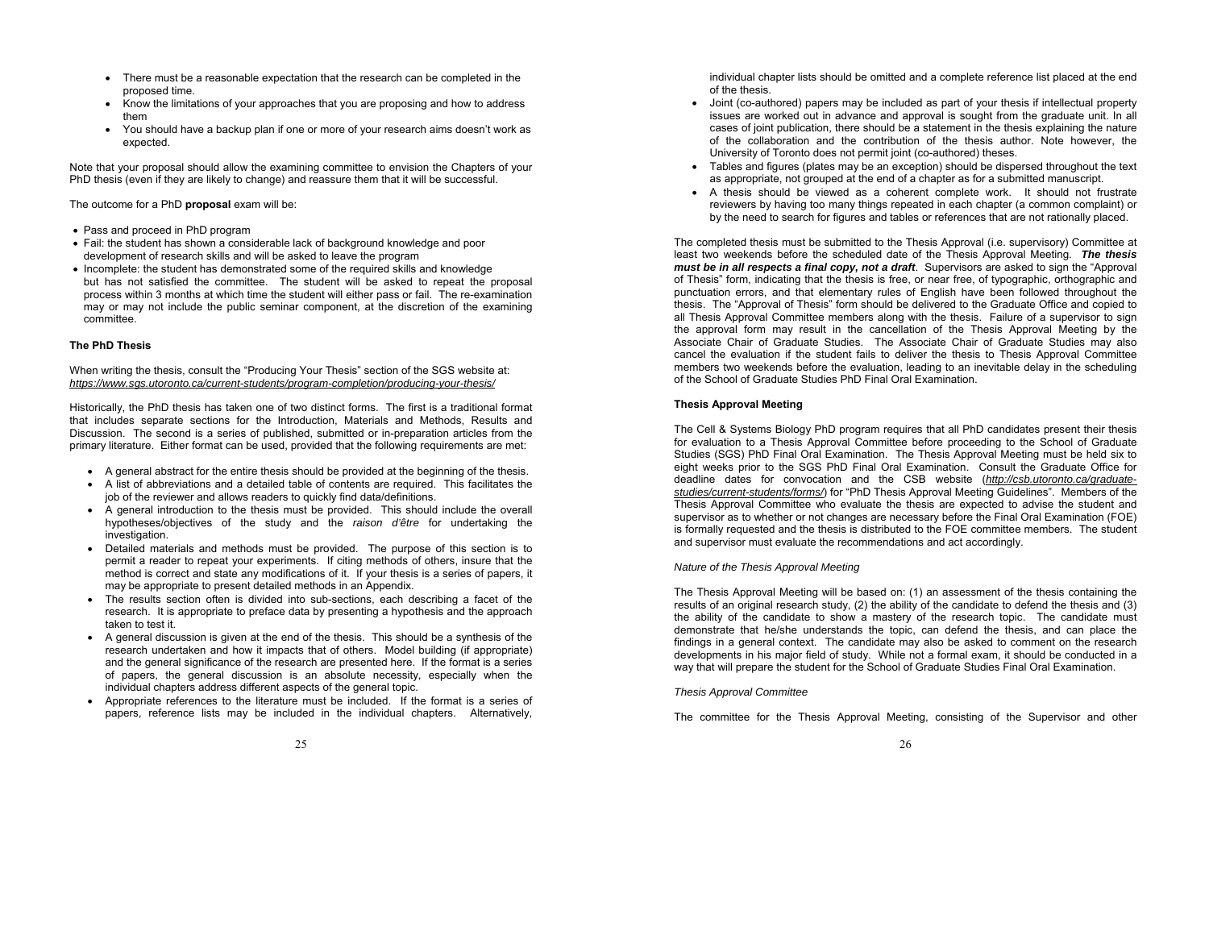- There must be a reasonable expectation that the research can be completed in the proposed time.
- Know the limitations of your approaches that you are proposing and how to address them
- You should have a backup plan if one or more of your research aims doesn't work as expected.

Note that your proposal should allow the examining committee to envision the Chapters of your PhD thesis (even if they are likely to change) and reassure them that it will be successful.

The outcome for a PhD **proposal** exam will be:

- Pass and proceed in PhD program
- Fail: the student has shown a considerable lack of background knowledge and poor development of research skills and will be asked to leave the program
- Incomplete: the student has demonstrated some of the required skills and knowledge but has not satisfied the committee. The student will be asked to repeat the proposal process within 3 months at which time the student will either pass or fail. The re-examination may or may not include the public seminar component, at the discretion of the examining committee.

**The PhD Thesis**

When writing the thesis, consult the "Producing Your Thesis" section of the SGS website at: *https://www.sgs.utoronto.ca/current-students/program-completion/producing-your-thesis/*

Historically, the PhD thesis has taken one of two distinct forms. The first is a traditional format that includes separate sections for the Introduction, Materials and Methods, Results and Discussion. The second is a series of published, submitted or in-preparation articles from the primary literature. Either format can be used, provided that the following requirements are met:

- A general abstract for the entire thesis should be provided at the beginning of the thesis.
- A list of abbreviations and a detailed table of contents are required. This facilitates the job of the reviewer and allows readers to quickly find data/definitions.
- A general introduction to the thesis must be provided. This should include the overall hypotheses/objectives of the study and the *raison d'être* for undertaking the investigation.
- Detailed materials and methods must be provided. The purpose of this section is to permit a reader to repeat your experiments. If citing methods of others, insure that the method is correct and state any modifications of it. If your thesis is a series of papers, it may be appropriate to present detailed methods in an Appendix.
- The results section often is divided into sub-sections, each describing a facet of the research. It is appropriate to preface data by presenting a hypothesis and the approach taken to test it.
- A general discussion is given at the end of the thesis. This should be a synthesis of the research undertaken and how it impacts that of others. Model building (if appropriate) and the general significance of the research are presented here. If the format is a series of papers, the general discussion is an absolute necessity, especially when the individual chapters address different aspects of the general topic.
- Appropriate references to the literature must be included. If the format is a series of papers, reference lists may be included in the individual chapters. Alternatively, individual chapter lists should be omitted and a complete reference list placed at the end of the thesis.
- Joint (co-authored) papers may be included as part of your thesis if intellectual property issues are worked out in advance and approval is sought from the graduate unit. In all cases of joint publication, there should be a statement in the thesis explaining the nature of the collaboration and the contribution of the thesis author. Note however, the University of Toronto does not permit joint (co-authored) theses.
- Tables and figures (plates may be an exception) should be dispersed throughout the text as appropriate, not grouped at the end of a chapter as for a submitted manuscript.
- A thesis should be viewed as a coherent complete work. It should not frustrate reviewers by having too many things repeated in each chapter (a common complaint) or by the need to search for figures and tables or references that are not rationally placed.

The completed thesis must be submitted to the Thesis Approval (i.e. supervisory) Committee at least two weekends before the scheduled date of the Thesis Approval Meeting. ***The thesis must be in all respects a final copy, not a draft***. Supervisors are asked to sign the "Approval of Thesis" form, indicating that the thesis is free, or near free, of typographic, orthographic and punctuation errors, and that elementary rules of English have been followed throughout the thesis. The "Approval of Thesis" form should be delivered to the Graduate Office and copied to all Thesis Approval Committee members along with the thesis. Failure of a supervisor to sign the approval form may result in the cancellation of the Thesis Approval Meeting by the Associate Chair of Graduate Studies. The Associate Chair of Graduate Studies may also cancel the evaluation if the student fails to deliver the thesis to Thesis Approval Committee members two weekends before the evaluation, leading to an inevitable delay in the scheduling of the School of Graduate Studies PhD Final Oral Examination.

**Thesis Approval Meeting**

The Cell & Systems Biology PhD program requires that all PhD candidates present their thesis for evaluation to a Thesis Approval Committee before proceeding to the School of Graduate Studies (SGS) PhD Final Oral Examination. The Thesis Approval Meeting must be held six to eight weeks prior to the SGS PhD Final Oral Examination. Consult the Graduate Office for deadline dates for convocation and the CSB website (*http://csb.utoronto.ca/graduate-studies/current-students/forms/*) for "PhD Thesis Approval Meeting Guidelines". Members of the Thesis Approval Committee who evaluate the thesis are expected to advise the student and supervisor as to whether or not changes are necessary before the Final Oral Examination (FOE) is formally requested and the thesis is distributed to the FOE committee members. The student and supervisor must evaluate the recommendations and act accordingly.

*Nature of the Thesis Approval Meeting*

The Thesis Approval Meeting will be based on: (1) an assessment of the thesis containing the results of an original research study, (2) the ability of the candidate to defend the thesis and (3) the ability of the candidate to show a mastery of the research topic. The candidate must demonstrate that he/she understands the topic, can defend the thesis, and can place the findings in a general context. The candidate may also be asked to comment on the research developments in his major field of study. While not a formal exam, it should be conducted in a way that will prepare the student for the School of Graduate Studies Final Oral Examination.

*Thesis Approval Committee*

The committee for the Thesis Approval Meeting, consisting of the Supervisor and other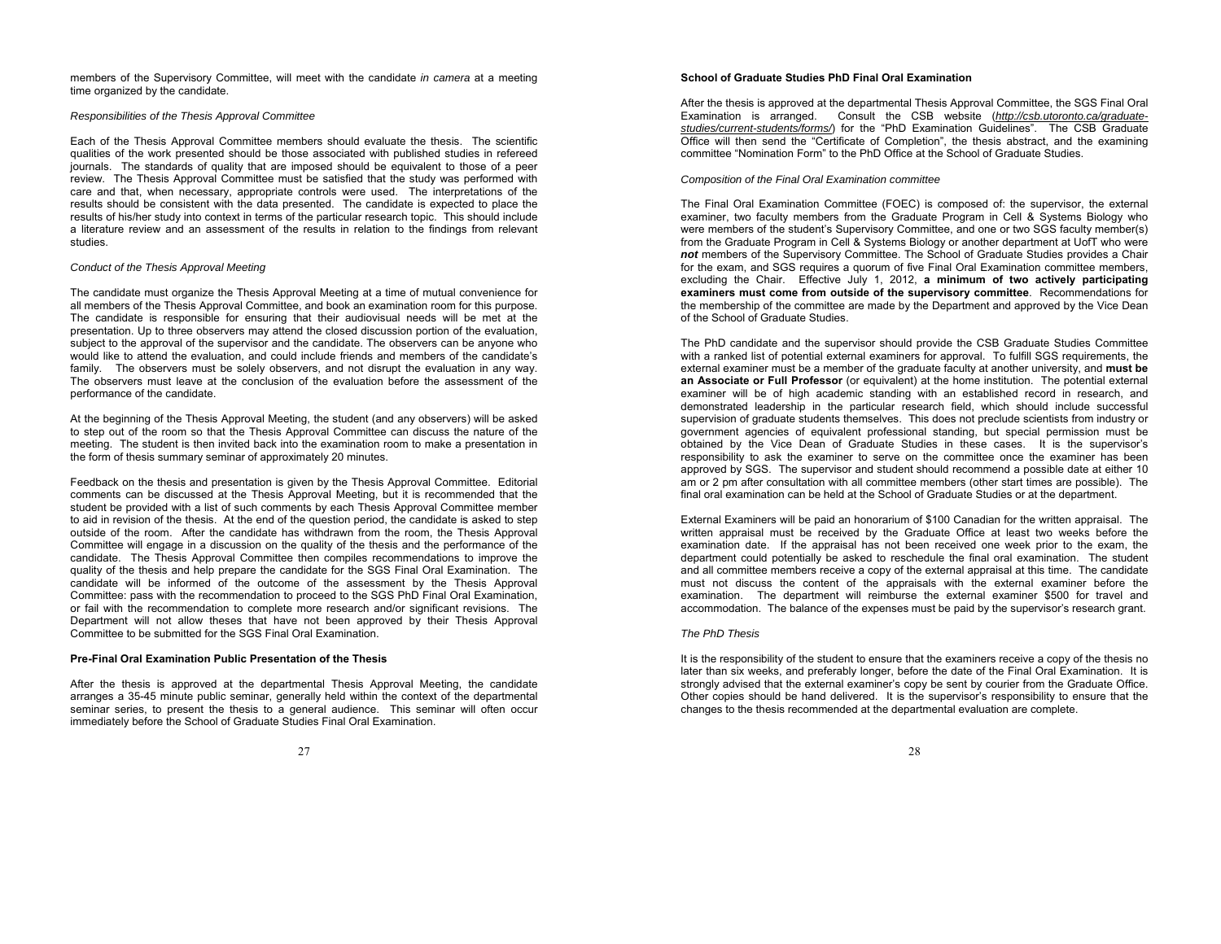members of the Supervisory Committee, will meet with the candidate *in camera* at a meeting time organized by the candidate.

*Responsibilities of the Thesis Approval Committee*

Each of the Thesis Approval Committee members should evaluate the thesis. The scientific qualities of the work presented should be those associated with published studies in refereed journals. The standards of quality that are imposed should be equivalent to those of a peer review. The Thesis Approval Committee must be satisfied that the study was performed with care and that, when necessary, appropriate controls were used. The interpretations of the results should be consistent with the data presented. The candidate is expected to place the results of his/her study into context in terms of the particular research topic. This should include a literature review and an assessment of the results in relation to the findings from relevant studies.

*Conduct of the Thesis Approval Meeting*

The candidate must organize the Thesis Approval Meeting at a time of mutual convenience for all members of the Thesis Approval Committee, and book an examination room for this purpose. The candidate is responsible for ensuring that their audiovisual needs will be met at the presentation. Up to three observers may attend the closed discussion portion of the evaluation, subject to the approval of the supervisor and the candidate. The observers can be anyone who would like to attend the evaluation, and could include friends and members of the candidate's family. The observers must be solely observers, and not disrupt the evaluation in any way. The observers must leave at the conclusion of the evaluation before the assessment of the performance of the candidate.

At the beginning of the Thesis Approval Meeting, the student (and any observers) will be asked to step out of the room so that the Thesis Approval Committee can discuss the nature of the meeting. The student is then invited back into the examination room to make a presentation in the form of thesis summary seminar of approximately 20 minutes.

Feedback on the thesis and presentation is given by the Thesis Approval Committee. Editorial comments can be discussed at the Thesis Approval Meeting, but it is recommended that the student be provided with a list of such comments by each Thesis Approval Committee member to aid in revision of the thesis. At the end of the question period, the candidate is asked to step outside of the room. After the candidate has withdrawn from the room, the Thesis Approval Committee will engage in a discussion on the quality of the thesis and the performance of the candidate. The Thesis Approval Committee then compiles recommendations to improve the quality of the thesis and help prepare the candidate for the SGS Final Oral Examination. The candidate will be informed of the outcome of the assessment by the Thesis Approval Committee: pass with the recommendation to proceed to the SGS PhD Final Oral Examination, or fail with the recommendation to complete more research and/or significant revisions. The Department will not allow theses that have not been approved by their Thesis Approval Committee to be submitted for the SGS Final Oral Examination.

**Pre-Final Oral Examination Public Presentation of the Thesis**

After the thesis is approved at the departmental Thesis Approval Meeting, the candidate arranges a 35-45 minute public seminar, generally held within the context of the departmental seminar series, to present the thesis to a general audience. This seminar will often occur immediately before the School of Graduate Studies Final Oral Examination.

**School of Graduate Studies PhD Final Oral Examination**

After the thesis is approved at the departmental Thesis Approval Committee, the SGS Final Oral Examination is arranged. Consult the CSB website (*http://csb.utoronto.ca/graduate-studies/current-students/forms/*) for the "PhD Examination Guidelines". The CSB Graduate Office will then send the "Certificate of Completion", the thesis abstract, and the examining committee "Nomination Form" to the PhD Office at the School of Graduate Studies.

*Composition of the Final Oral Examination committee*

The Final Oral Examination Committee (FOEC) is composed of: the supervisor, the external examiner, two faculty members from the Graduate Program in Cell & Systems Biology who were members of the student's Supervisory Committee, and one or two SGS faculty member(s) from the Graduate Program in Cell & Systems Biology or another department at UofT who were ***not*** members of the Supervisory Committee. The School of Graduate Studies provides a Chair for the exam, and SGS requires a quorum of five Final Oral Examination committee members, excluding the Chair. Effective July 1, 2012, **a minimum of two actively participating examiners must come from outside of the supervisory committee**. Recommendations for the membership of the committee are made by the Department and approved by the Vice Dean of the School of Graduate Studies.

The PhD candidate and the supervisor should provide the CSB Graduate Studies Committee with a ranked list of potential external examiners for approval. To fulfill SGS requirements, the external examiner must be a member of the graduate faculty at another university, and **must be an Associate or Full Professor** (or equivalent) at the home institution. The potential external examiner will be of high academic standing with an established record in research, and demonstrated leadership in the particular research field, which should include successful supervision of graduate students themselves. This does not preclude scientists from industry or government agencies of equivalent professional standing, but special permission must be obtained by the Vice Dean of Graduate Studies in these cases. It is the supervisor's responsibility to ask the examiner to serve on the committee once the examiner has been approved by SGS. The supervisor and student should recommend a possible date at either 10 am or 2 pm after consultation with all committee members (other start times are possible). The final oral examination can be held at the School of Graduate Studies or at the department.

External Examiners will be paid an honorarium of $100 Canadian for the written appraisal. The written appraisal must be received by the Graduate Office at least two weeks before the examination date. If the appraisal has not been received one week prior to the exam, the department could potentially be asked to reschedule the final oral examination. The student and all committee members receive a copy of the external appraisal at this time. The candidate must not discuss the content of the appraisals with the external examiner before the examination. The department will reimburse the external examiner $500 for travel and accommodation. The balance of the expenses must be paid by the supervisor's research grant.

*The PhD Thesis*

It is the responsibility of the student to ensure that the examiners receive a copy of the thesis no later than six weeks, and preferably longer, before the date of the Final Oral Examination. It is strongly advised that the external examiner's copy be sent by courier from the Graduate Office. Other copies should be hand delivered. It is the supervisor's responsibility to ensure that the changes to the thesis recommended at the departmental evaluation are complete.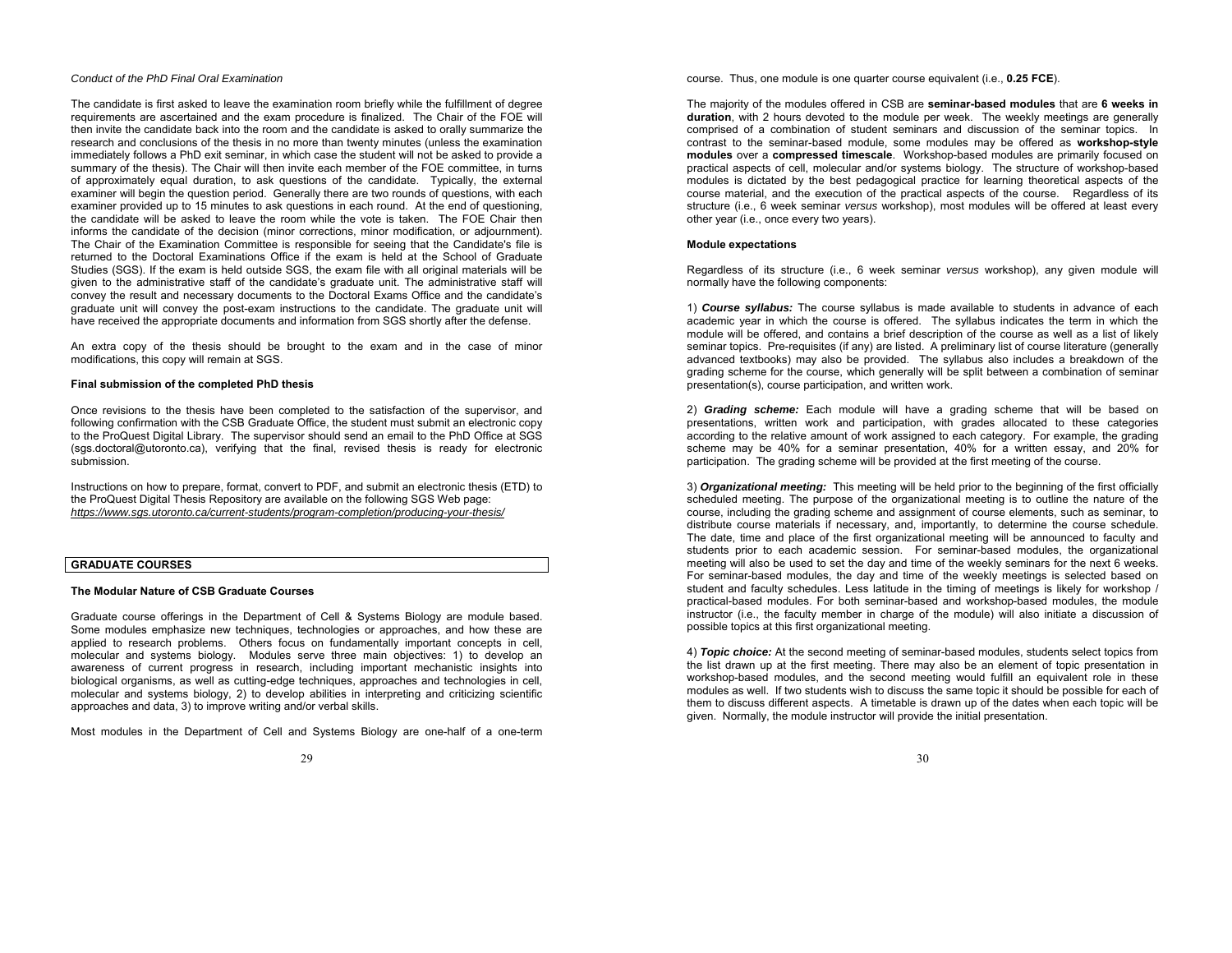*Conduct of the PhD Final Oral Examination*

The candidate is first asked to leave the examination room briefly while the fulfillment of degree requirements are ascertained and the exam procedure is finalized. The Chair of the FOE will then invite the candidate back into the room and the candidate is asked to orally summarize the research and conclusions of the thesis in no more than twenty minutes (unless the examination immediately follows a PhD exit seminar, in which case the student will not be asked to provide a summary of the thesis). The Chair will then invite each member of the FOE committee, in turns of approximately equal duration, to ask questions of the candidate. Typically, the external examiner will begin the question period. Generally there are two rounds of questions, with each examiner provided up to 15 minutes to ask questions in each round. At the end of questioning, the candidate will be asked to leave the room while the vote is taken. The FOE Chair then informs the candidate of the decision (minor corrections, minor modification, or adjournment). The Chair of the Examination Committee is responsible for seeing that the Candidate's file is returned to the Doctoral Examinations Office if the exam is held at the School of Graduate Studies (SGS). If the exam is held outside SGS, the exam file with all original materials will be given to the administrative staff of the candidate's graduate unit. The administrative staff will convey the result and necessary documents to the Doctoral Exams Office and the candidate's graduate unit will convey the post-exam instructions to the candidate. The graduate unit will have received the appropriate documents and information from SGS shortly after the defense.

An extra copy of the thesis should be brought to the exam and in the case of minor modifications, this copy will remain at SGS.

**Final submission of the completed PhD thesis**

Once revisions to the thesis have been completed to the satisfaction of the supervisor, and following confirmation with the CSB Graduate Office, the student must submit an electronic copy to the ProQuest Digital Library. The supervisor should send an email to the PhD Office at SGS (sgs.doctoral@utoronto.ca), verifying that the final, revised thesis is ready for electronic submission.

Instructions on how to prepare, format, convert to PDF, and submit an electronic thesis (ETD) to the ProQuest Digital Thesis Repository are available on the following SGS Web page:
*https://www.sgs.utoronto.ca/current-students/program-completion/producing-your-thesis/*

## GRADUATE COURSES

**The Modular Nature of CSB Graduate Courses**

Graduate course offerings in the Department of Cell & Systems Biology are module based. Some modules emphasize new techniques, technologies or approaches, and how these are applied to research problems. Others focus on fundamentally important concepts in cell, molecular and systems biology. Modules serve three main objectives: 1) to develop an awareness of current progress in research, including important mechanistic insights into biological organisms, as well as cutting-edge techniques, approaches and technologies in cell, molecular and systems biology, 2) to develop abilities in interpreting and criticizing scientific approaches and data, 3) to improve writing and/or verbal skills.

Most modules in the Department of Cell and Systems Biology are one-half of a one-term course. Thus, one module is one quarter course equivalent (i.e., **0.25 FCE**).

The majority of the modules offered in CSB are **seminar-based modules** that are **6 weeks in duration**, with 2 hours devoted to the module per week. The weekly meetings are generally comprised of a combination of student seminars and discussion of the seminar topics. In contrast to the seminar-based module, some modules may be offered as **workshop-style modules** over a **compressed timescale**. Workshop-based modules are primarily focused on practical aspects of cell, molecular and/or systems biology. The structure of workshop-based modules is dictated by the best pedagogical practice for learning theoretical aspects of the course material, and the execution of the practical aspects of the course. Regardless of its structure (i.e., 6 week seminar *versus* workshop), most modules will be offered at least every other year (i.e., once every two years).

**Module expectations**

Regardless of its structure (i.e., 6 week seminar *versus* workshop), any given module will normally have the following components:

1) ***Course syllabus:*** The course syllabus is made available to students in advance of each academic year in which the course is offered. The syllabus indicates the term in which the module will be offered, and contains a brief description of the course as well as a list of likely seminar topics. Pre-requisites (if any) are listed. A preliminary list of course literature (generally advanced textbooks) may also be provided. The syllabus also includes a breakdown of the grading scheme for the course, which generally will be split between a combination of seminar presentation(s), course participation, and written work.

2) ***Grading scheme:*** Each module will have a grading scheme that will be based on presentations, written work and participation, with grades allocated to these categories according to the relative amount of work assigned to each category. For example, the grading scheme may be 40% for a seminar presentation, 40% for a written essay, and 20% for participation. The grading scheme will be provided at the first meeting of the course.

3) ***Organizational meeting:*** This meeting will be held prior to the beginning of the first officially scheduled meeting. The purpose of the organizational meeting is to outline the nature of the course, including the grading scheme and assignment of course elements, such as seminar, to distribute course materials if necessary, and, importantly, to determine the course schedule. The date, time and place of the first organizational meeting will be announced to faculty and students prior to each academic session. For seminar-based modules, the organizational meeting will also be used to set the day and time of the weekly seminars for the next 6 weeks. For seminar-based modules, the day and time of the weekly meetings is selected based on student and faculty schedules. Less latitude in the timing of meetings is likely for workshop / practical-based modules. For both seminar-based and workshop-based modules, the module instructor (i.e., the faculty member in charge of the module) will also initiate a discussion of possible topics at this first organizational meeting.

4) ***Topic choice:*** At the second meeting of seminar-based modules, students select topics from the list drawn up at the first meeting. There may also be an element of topic presentation in workshop-based modules, and the second meeting would fulfill an equivalent role in these modules as well. If two students wish to discuss the same topic it should be possible for each of them to discuss different aspects. A timetable is drawn up of the dates when each topic will be given. Normally, the module instructor will provide the initial presentation.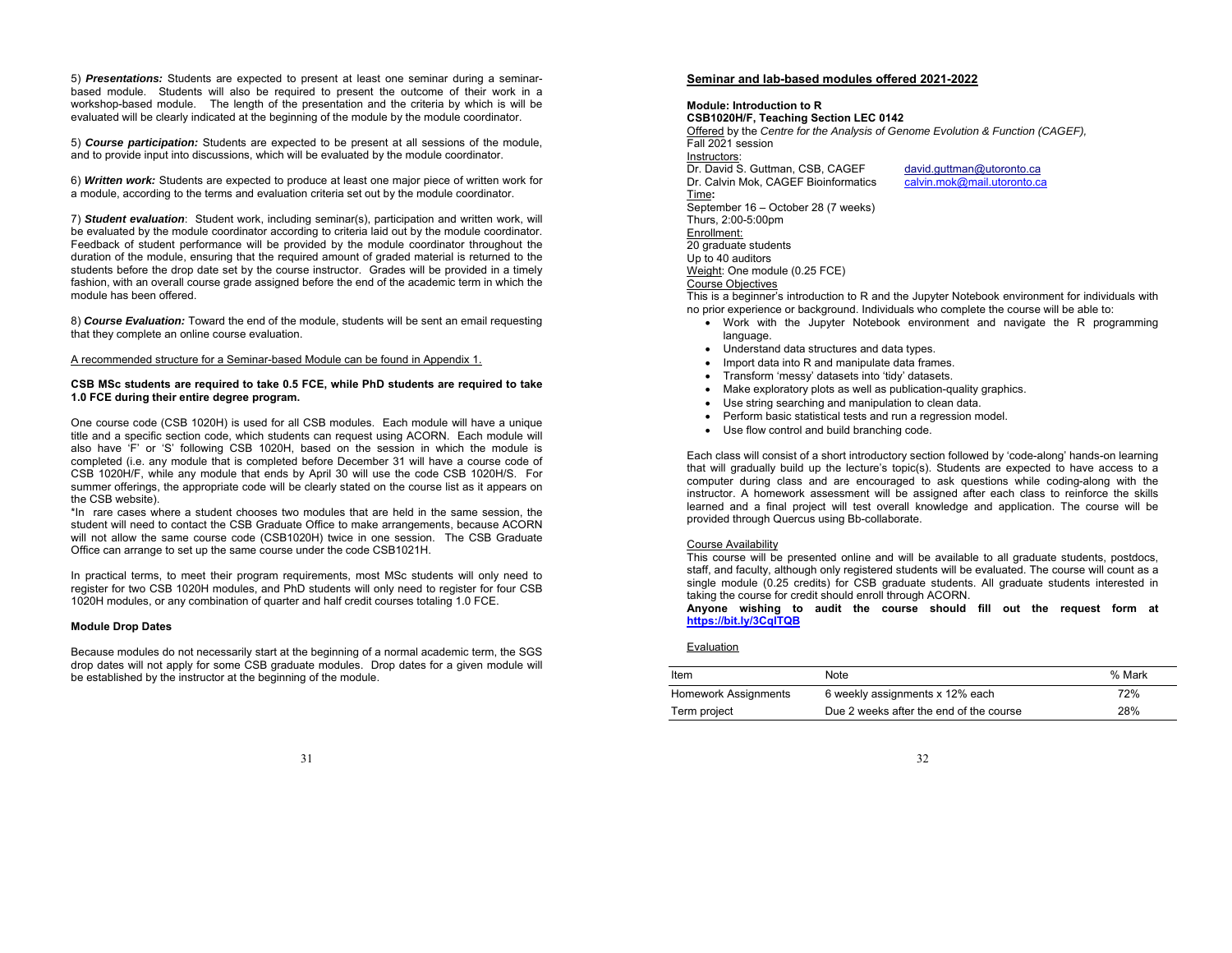5) ***Presentations:*** Students are expected to present at least one seminar during a seminar-based module. Students will also be required to present the outcome of their work in a workshop-based module. The length of the presentation and the criteria by which is will be evaluated will be clearly indicated at the beginning of the module by the module coordinator.

5) ***Course participation:*** Students are expected to be present at all sessions of the module, and to provide input into discussions, which will be evaluated by the module coordinator.

6) ***Written work:*** Students are expected to produce at least one major piece of written work for a module, according to the terms and evaluation criteria set out by the module coordinator.

7) ***Student evaluation***: Student work, including seminar(s), participation and written work, will be evaluated by the module coordinator according to criteria laid out by the module coordinator. Feedback of student performance will be provided by the module coordinator throughout the duration of the module, ensuring that the required amount of graded material is returned to the students before the drop date set by the course instructor. Grades will be provided in a timely fashion, with an overall course grade assigned before the end of the academic term in which the module has been offered.

8) ***Course Evaluation:*** Toward the end of the module, students will be sent an email requesting that they complete an online course evaluation.

A recommended structure for a Seminar-based Module can be found in Appendix 1.

**CSB MSc students are required to take 0.5 FCE, while PhD students are required to take 1.0 FCE during their entire degree program.**

One course code (CSB 1020H) is used for all CSB modules. Each module will have a unique title and a specific section code, which students can request using ACORN. Each module will also have 'F' or 'S' following CSB 1020H, based on the session in which the module is completed (i.e. any module that is completed before December 31 will have a course code of CSB 1020H/F, while any module that ends by April 30 will use the code CSB 1020H/S. For summer offerings, the appropriate code will be clearly stated on the course list as it appears on the CSB website).

*In rare cases where a student chooses two modules that are held in the same session, the student will need to contact the CSB Graduate Office to make arrangements, because ACORN will not allow the same course code (CSB1020H) twice in one session. The CSB Graduate Office can arrange to set up the same course under the code CSB1021H.

In practical terms, to meet their program requirements, most MSc students will only need to register for two CSB 1020H modules, and PhD students will only need to register for four CSB 1020H modules, or any combination of quarter and half credit courses totaling 1.0 FCE.

### Module Drop Dates

Because modules do not necessarily start at the beginning of a normal academic term, the SGS drop dates will not apply for some CSB graduate modules. Drop dates for a given module will be established by the instructor at the beginning of the module.

## Seminar and lab-based modules offered 2021-2022

**Module: Introduction to R**
**CSB1020H/F, Teaching Section LEC 0142**
Offered by the *Centre for the Analysis of Genome Evolution & Function (CAGEF),*
Fall 2021 session

Instructors:
Dr. David S. Guttman, CSB, CAGEF — david.guttman@utoronto.ca
Dr. Calvin Mok, CAGEF Bioinformatics — calvin.mok@mail.utoronto.ca

Time**:**
September 16 – October 28 (7 weeks)
Thurs, 2:00-5:00pm

Enrollment:
20 graduate students
Up to 40 auditors

Weight: One module (0.25 FCE)

Course Objectives
This is a beginner's introduction to R and the Jupyter Notebook environment for individuals with no prior experience or background. Individuals who complete the course will be able to:

- Work with the Jupyter Notebook environment and navigate the R programming language.
- Understand data structures and data types.
- Import data into R and manipulate data frames.
- Transform 'messy' datasets into 'tidy' datasets.
- Make exploratory plots as well as publication-quality graphics.
- Use string searching and manipulation to clean data.
- Perform basic statistical tests and run a regression model.
- Use flow control and build branching code.

Each class will consist of a short introductory section followed by 'code-along' hands-on learning that will gradually build up the lecture's topic(s). Students are expected to have access to a computer during class and are encouraged to ask questions while coding-along with the instructor. A homework assessment will be assigned after each class to reinforce the skills learned and a final project will test overall knowledge and application. The course will be provided through Quercus using Bb-collaborate.

Course Availability
This course will be presented online and will be available to all graduate students, postdocs, staff, and faculty, although only registered students will be evaluated. The course will count as a single module (0.25 credits) for CSB graduate students. All graduate students interested in taking the course for credit should enroll through ACORN.
**Anyone wishing to audit the course should fill out the request form at https://bit.ly/3CqITQB**

Evaluation

| Item | Note | % Mark |
|---|---|---|
| Homework Assignments | 6 weekly assignments x 12% each | 72% |
| Term project | Due 2 weeks after the end of the course | 28% |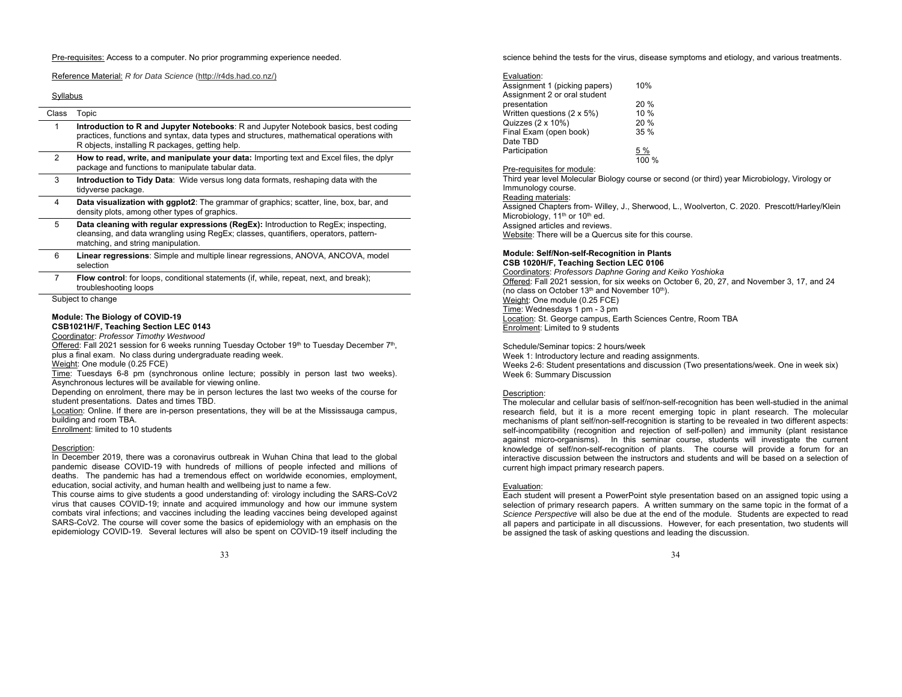Pre-requisites: Access to a computer. No prior programming experience needed.

Reference Material: *R for Data Science* (http://r4ds.had.co.nz/)

Syllabus

| Class | Topic |
|---|---|
| 1 | **Introduction to R and Jupyter Notebooks**: R and Jupyter Notebook basics, best coding practices, functions and syntax, data types and structures, mathematical operations with R objects, installing R packages, getting help. |
| 2 | **How to read, write, and manipulate your data:** Importing text and Excel files, the dplyr package and functions to manipulate tabular data. |
| 3 | **Introduction to Tidy Data**: Wide versus long data formats, reshaping data with the tidyverse package. |
| 4 | **Data visualization with ggplot2**: The grammar of graphics; scatter, line, box, bar, and density plots, among other types of graphics. |
| 5 | **Data cleaning with regular expressions (RegEx):** Introduction to RegEx; inspecting, cleansing, and data wrangling using RegEx; classes, quantifiers, operators, pattern-matching, and string manipulation. |
| 6 | **Linear regressions**: Simple and multiple linear regressions, ANOVA, ANCOVA, model selection |
| 7 | **Flow control**: for loops, conditional statements (if, while, repeat, next, and break); troubleshooting loops |

Subject to change

### Module: The Biology of COVID-19
### CSB1021H/F, Teaching Section LEC 0143

Coordinator: *Professor Timothy Westwood*

Offered: Fall 2021 session for 6 weeks running Tuesday October 19th to Tuesday December 7th, plus a final exam. No class during undergraduate reading week.

Weight: One module (0.25 FCE)

Time: Tuesdays 6-8 pm (synchronous online lecture; possibly in person last two weeks). Asynchronous lectures will be available for viewing online.

Depending on enrolment, there may be in person lectures the last two weeks of the course for student presentations. Dates and times TBD.

Location: Online. If there are in-person presentations, they will be at the Mississauga campus, building and room TBA.

Enrollment: limited to 10 students

Description:

In December 2019, there was a coronavirus outbreak in Wuhan China that lead to the global pandemic disease COVID-19 with hundreds of millions of people infected and millions of deaths. The pandemic has had a tremendous effect on worldwide economies, employment, education, social activity, and human health and wellbeing just to name a few.

This course aims to give students a good understanding of: virology including the SARS-CoV2 virus that causes COVID-19; innate and acquired immunology and how our immune system combats viral infections; and vaccines including the leading vaccines being developed against SARS-CoV2. The course will cover some the basics of epidemiology with an emphasis on the epidemiology COVID-19. Several lectures will also be spent on COVID-19 itself including the science behind the tests for the virus, disease symptoms and etiology, and various treatments.

Evaluation:

| | |
|---|---|
| Assignment 1 (picking papers) | 10% |
| Assignment 2 or oral student presentation | 20 % |
| Written questions (2 x 5%) | 10 % |
| Quizzes (2 x 10%) | 20 % |
| Final Exam (open book) Date TBD | 35 % |
| Participation | 5 % |
| | 100 % |

Pre-requisites for module:
Third year level Molecular Biology course or second (or third) year Microbiology, Virology or Immunology course.

Reading materials:
Assigned Chapters from- Willey, J., Sherwood, L., Woolverton, C. 2020. Prescott/Harley/Klein Microbiology, 11th or 10th ed.
Assigned articles and reviews.

Website: There will be a Quercus site for this course.

### Module: Self/Non-self-Recognition in Plants
### CSB 1020H/F, Teaching Section LEC 0106

Coordinators: *Professors Daphne Goring and Keiko Yoshioka*

Offered: Fall 2021 session, for six weeks on October 6, 20, 27, and November 3, 17, and 24 (no class on October 13th and November 10th).

Weight: One module (0.25 FCE)

Time: Wednesdays 1 pm - 3 pm

Location: St. George campus, Earth Sciences Centre, Room TBA

Enrolment: Limited to 9 students

Schedule/Seminar topics: 2 hours/week
Week 1: Introductory lecture and reading assignments.
Weeks 2-6: Student presentations and discussion (Two presentations/week. One in week six)
Week 6: Summary Discussion

Description:

The molecular and cellular basis of self/non-self-recognition has been well-studied in the animal research field, but it is a more recent emerging topic in plant research. The molecular mechanisms of plant self/non-self-recognition is starting to be revealed in two different aspects: self-incompatibility (recognition and rejection of self-pollen) and immunity (plant resistance against micro-organisms). In this seminar course, students will investigate the current knowledge of self/non-self-recognition of plants. The course will provide a forum for an interactive discussion between the instructors and students and will be based on a selection of current high impact primary research papers.

Evaluation:

Each student will present a PowerPoint style presentation based on an assigned topic using a selection of primary research papers. A written summary on the same topic in the format of a *Science Perspective* will also be due at the end of the module. Students are expected to read all papers and participate in all discussions. However, for each presentation, two students will be assigned the task of asking questions and leading the discussion.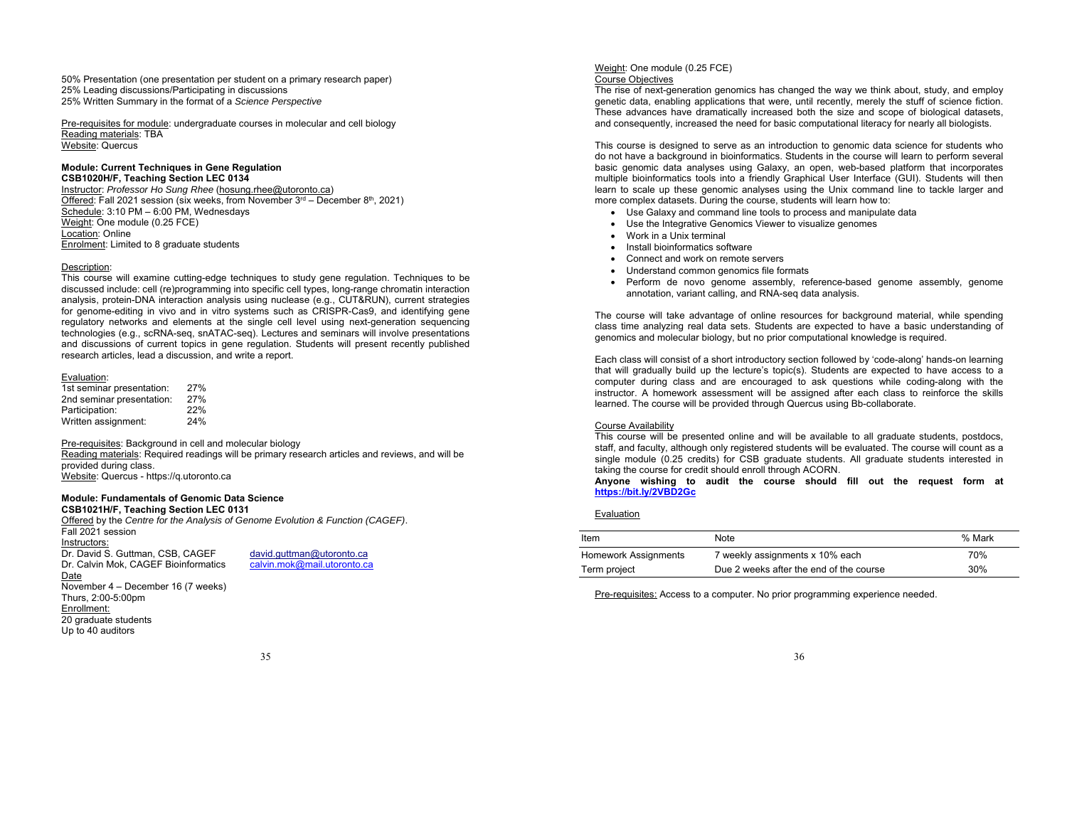50% Presentation (one presentation per student on a primary research paper)
25% Leading discussions/Participating in discussions
25% Written Summary in the format of a *Science Perspective*

Pre-requisites for module: undergraduate courses in molecular and cell biology
Reading materials: TBA
Website: Quercus

**Module: Current Techniques in Gene Regulation**
**CSB1020H/F, Teaching Section LEC 0134**
Instructor: *Professor Ho Sung Rhee* (hosung.rhee@utoronto.ca)
Offered: Fall 2021 session (six weeks, from November 3rd – December 8th, 2021)
Schedule: 3:10 PM – 6:00 PM, Wednesdays
Weight: One module (0.25 FCE)
Location: Online
Enrolment: Limited to 8 graduate students

Description:
This course will examine cutting-edge techniques to study gene regulation. Techniques to be discussed include: cell (re)programming into specific cell types, long-range chromatin interaction analysis, protein-DNA interaction analysis using nuclease (e.g., CUT&RUN), current strategies for genome-editing in vivo and in vitro systems such as CRISPR-Cas9, and identifying gene regulatory networks and elements at the single cell level using next-generation sequencing technologies (e.g., scRNA-seq, snATAC-seq). Lectures and seminars will involve presentations and discussions of current topics in gene regulation. Students will present recently published research articles, lead a discussion, and write a report.

Evaluation:

| | |
|---|---|
| 1st seminar presentation: | 27% |
| 2nd seminar presentation: | 27% |
| Participation: | 22% |
| Written assignment: | 24% |

Pre-requisites: Background in cell and molecular biology
Reading materials: Required readings will be primary research articles and reviews, and will be provided during class.
Website: Quercus - https://q.utoronto.ca

**Module: Fundamentals of Genomic Data Science**
**CSB1021H/F, Teaching Section LEC 0131**
Offered by the *Centre for the Analysis of Genome Evolution & Function (CAGEF)*.
Fall 2021 session
Instructors:
Dr. David S. Guttman, CSB, CAGEF — david.guttman@utoronto.ca
Dr. Calvin Mok, CAGEF Bioinformatics — calvin.mok@mail.utoronto.ca
Date
November 4 – December 16 (7 weeks)
Thurs, 2:00-5:00pm
Enrollment:
20 graduate students
Up to 40 auditors

Weight: One module (0.25 FCE)
Course Objectives
The rise of next-generation genomics has changed the way we think about, study, and employ genetic data, enabling applications that were, until recently, merely the stuff of science fiction. These advances have dramatically increased both the size and scope of biological datasets, and consequently, increased the need for basic computational literacy for nearly all biologists.

This course is designed to serve as an introduction to genomic data science for students who do not have a background in bioinformatics. Students in the course will learn to perform several basic genomic data analyses using Galaxy, an open, web-based platform that incorporates multiple bioinformatics tools into a friendly Graphical User Interface (GUI). Students will then learn to scale up these genomic analyses using the Unix command line to tackle larger and more complex datasets. During the course, students will learn how to:

- Use Galaxy and command line tools to process and manipulate data
- Use the Integrative Genomics Viewer to visualize genomes
- Work in a Unix terminal
- Install bioinformatics software
- Connect and work on remote servers
- Understand common genomics file formats
- Perform de novo genome assembly, reference-based genome assembly, genome annotation, variant calling, and RNA-seq data analysis.

The course will take advantage of online resources for background material, while spending class time analyzing real data sets. Students are expected to have a basic understanding of genomics and molecular biology, but no prior computational knowledge is required.

Each class will consist of a short introductory section followed by 'code-along' hands-on learning that will gradually build up the lecture's topic(s). Students are expected to have access to a computer during class and are encouraged to ask questions while coding-along with the instructor. A homework assessment will be assigned after each class to reinforce the skills learned. The course will be provided through Quercus using Bb-collaborate.

Course Availability
This course will be presented online and will be available to all graduate students, postdocs, staff, and faculty, although only registered students will be evaluated. The course will count as a single module (0.25 credits) for CSB graduate students. All graduate students interested in taking the course for credit should enroll through ACORN.
**Anyone wishing to audit the course should fill out the request form at https://bit.ly/2VBD2Gc**

Evaluation

| Item | Note | % Mark |
|---|---|---|
| Homework Assignments | 7 weekly assignments x 10% each | 70% |
| Term project | Due 2 weeks after the end of the course | 30% |

Pre-requisites: Access to a computer. No prior programming experience needed.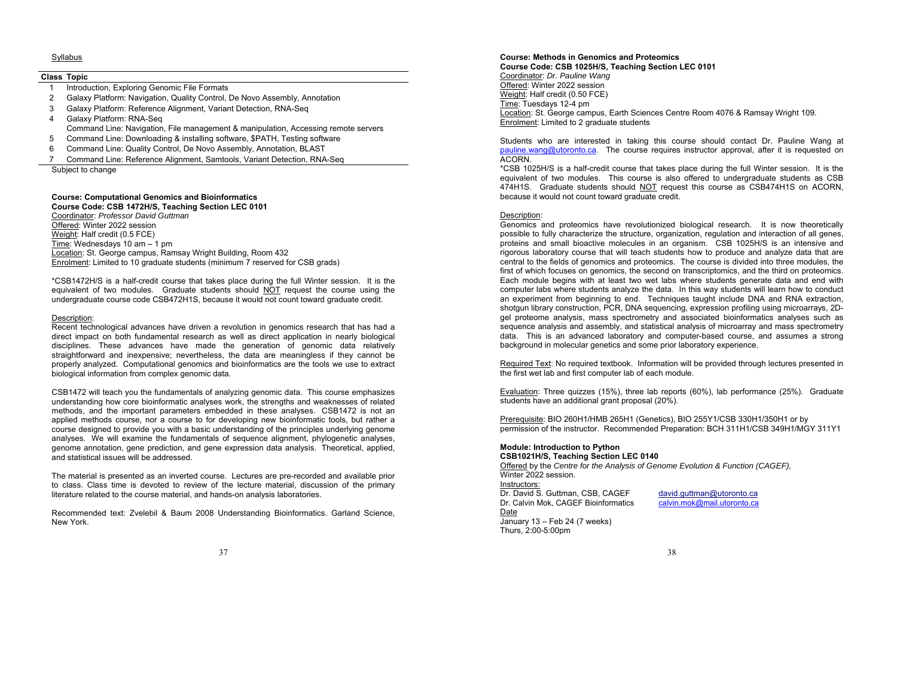Syllabus

| Class | Topic |
|---|---|
| 1 | Introduction, Exploring Genomic File Formats |
| 2 | Galaxy Platform: Navigation, Quality Control, De Novo Assembly, Annotation |
| 3 | Galaxy Platform: Reference Alignment, Variant Detection, RNA-Seq |
| 4 | Galaxy Platform: RNA-Seq<br>Command Line: Navigation, File management & manipulation, Accessing remote servers |
| 5 | Command Line: Downloading & installing software, $PATH, Testing software |
| 6 | Command Line: Quality Control, De Novo Assembly, Annotation, BLAST |
| 7 | Command Line: Reference Alignment, Samtools, Variant Detection, RNA-Seq |

Subject to change

**Course: Computational Genomics and Bioinformatics**
**Course Code: CSB 1472H/S, Teaching Section LEC 0101**
Coordinator: *Professor David Guttman*
Offered: Winter 2022 session
Weight: Half credit (0.5 FCE)
Time: Wednesdays 10 am – 1 pm
Location: St. George campus, Ramsay Wright Building, Room 432
Enrolment: Limited to 10 graduate students (minimum 7 reserved for CSB grads)

*CSB1472H/S is a half-credit course that takes place during the full Winter session. It is the equivalent of two modules. Graduate students should NOT request the course using the undergraduate course code CSB472H1S, because it would not count toward graduate credit.

Description:
Recent technological advances have driven a revolution in genomics research that has had a direct impact on both fundamental research as well as direct application in nearly biological disciplines. These advances have made the generation of genomic data relatively straightforward and inexpensive; nevertheless, the data are meaningless if they cannot be properly analyzed. Computational genomics and bioinformatics are the tools we use to extract biological information from complex genomic data.

CSB1472 will teach you the fundamentals of analyzing genomic data. This course emphasizes understanding how core bioinformatic analyses work, the strengths and weaknesses of related methods, and the important parameters embedded in these analyses. CSB1472 is not an applied methods course, nor a course to for developing new bioinformatic tools, but rather a course designed to provide you with a basic understanding of the principles underlying genome analyses. We will examine the fundamentals of sequence alignment, phylogenetic analyses, genome annotation, gene prediction, and gene expression data analysis. Theoretical, applied, and statistical issues will be addressed.

The material is presented as an inverted course. Lectures are pre-recorded and available prior to class. Class time is devoted to review of the lecture material, discussion of the primary literature related to the course material, and hands-on analysis laboratories.

Recommended text: Zvelebil & Baum 2008 Understanding Bioinformatics. Garland Science, New York.

**Course: Methods in Genomics and Proteomics**
**Course Code: CSB 1025H/S, Teaching Section LEC 0101**
Coordinator: *Dr. Pauline Wang*
Offered: Winter 2022 session
Weight: Half credit (0.50 FCE)
Time: Tuesdays 12-4 pm
Location: St. George campus, Earth Sciences Centre Room 4076 & Ramsay Wright 109.
Enrolment: Limited to 2 graduate students

Students who are interested in taking this course should contact Dr. Pauline Wang at pauline.wang@utoronto.ca. The course requires instructor approval, after it is requested on ACORN.
*CSB 1025H/S is a half-credit course that takes place during the full Winter session. It is the equivalent of two modules. This course is also offered to undergraduate students as CSB 474H1S. Graduate students should NOT request this course as CSB474H1S on ACORN, because it would not count toward graduate credit.

Description:
Genomics and proteomics have revolutionized biological research. It is now theoretically possible to fully characterize the structure, organization, regulation and interaction of all genes, proteins and small bioactive molecules in an organism. CSB 1025H/S is an intensive and rigorous laboratory course that will teach students how to produce and analyze data that are central to the fields of genomics and proteomics. The course is divided into three modules, the first of which focuses on genomics, the second on transcriptomics, and the third on proteomics. Each module begins with at least two wet labs where students generate data and end with computer labs where students analyze the data. In this way students will learn how to conduct an experiment from beginning to end. Techniques taught include DNA and RNA extraction, shotgun library construction, PCR, DNA sequencing, expression profiling using microarrays, 2D-gel proteome analysis, mass spectrometry and associated bioinformatics analyses such as sequence analysis and assembly, and statistical analysis of microarray and mass spectrometry data. This is an advanced laboratory and computer-based course, and assumes a strong background in molecular genetics and some prior laboratory experience.

Required Text: No required textbook. Information will be provided through lectures presented in the first wet lab and first computer lab of each module.

Evaluation: Three quizzes (15%), three lab reports (60%), lab performance (25%). Graduate students have an additional grant proposal (20%).

Prerequisite: BIO 260H1/HMB 265H1 (Genetics), BIO 255Y1/CSB 330H1/350H1 or by permission of the instructor. Recommended Preparation: BCH 311H1/CSB 349H1/MGY 311Y1

**Module: Introduction to Python**
**CSB1021H/S, Teaching Section LEC 0140**
Offered by the *Centre for the Analysis of Genome Evolution & Function (CAGEF)*, Winter 2022 session.
Instructors:
Dr. David S. Guttman, CSB, CAGEF — david.guttman@utoronto.ca
Dr. Calvin Mok, CAGEF Bioinformatics — calvin.mok@mail.utoronto.ca
Date
January 13 – Feb 24 (7 weeks)
Thurs, 2:00-5:00pm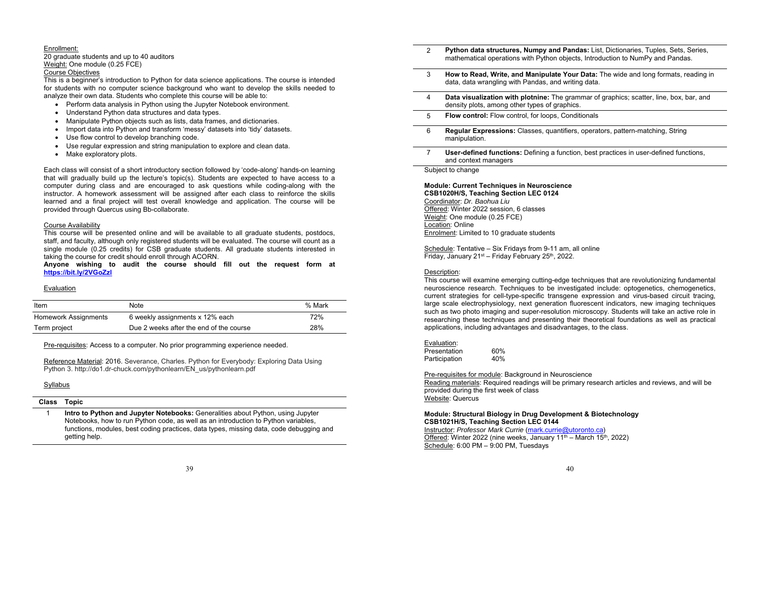Enrollment:
20 graduate students and up to 40 auditors
Weight: One module (0.25 FCE)
Course Objectives
This is a beginner's introduction to Python for data science applications. The course is intended for students with no computer science background who want to develop the skills needed to analyze their own data. Students who complete this course will be able to:

- Perform data analysis in Python using the Jupyter Notebook environment.
- Understand Python data structures and data types.
- Manipulate Python objects such as lists, data frames, and dictionaries.
- Import data into Python and transform 'messy' datasets into 'tidy' datasets.
- Use flow control to develop branching code.
- Use regular expression and string manipulation to explore and clean data.
- Make exploratory plots.

Each class will consist of a short introductory section followed by 'code-along' hands-on learning that will gradually build up the lecture's topic(s). Students are expected to have access to a computer during class and are encouraged to ask questions while coding-along with the instructor. A homework assessment will be assigned after each class to reinforce the skills learned and a final project will test overall knowledge and application. The course will be provided through Quercus using Bb-collaborate.

Course Availability
This course will be presented online and will be available to all graduate students, postdocs, staff, and faculty, although only registered students will be evaluated. The course will count as a single module (0.25 credits) for CSB graduate students. All graduate students interested in taking the course for credit should enroll through ACORN.
**Anyone wishing to audit the course should fill out the request form at https://bit.ly/2VGoZzl**

Evaluation

| Item | Note | % Mark |
|---|---|---|
| Homework Assignments | 6 weekly assignments x 12% each | 72% |
| Term project | Due 2 weeks after the end of the course | 28% |

Pre-requisites: Access to a computer. No prior programming experience needed.

Reference Material: 2016. Severance, Charles. Python for Everybody: Exploring Data Using Python 3. http://do1.dr-chuck.com/pythonlearn/EN_us/pythonlearn.pdf

Syllabus

| Class | Topic |
|---|---|
| 1 | **Intro to Python and Jupyter Notebooks:** Generalities about Python, using Jupyter Notebooks, how to run Python code, as well as an introduction to Python variables, functions, modules, best coding practices, data types, missing data, code debugging and getting help. |
| 2 | **Python data structures, Numpy and Pandas:** List, Dictionaries, Tuples, Sets, Series, mathematical operations with Python objects, Introduction to NumPy and Pandas. |
| 3 | **How to Read, Write, and Manipulate Your Data:** The wide and long formats, reading in data, data wrangling with Pandas, and writing data. |
| 4 | **Data visualization with plotnine:** The grammar of graphics; scatter, line, box, bar, and density plots, among other types of graphics. |
| 5 | **Flow control:** Flow control, for loops, Conditionals |
| 6 | **Regular Expressions:** Classes, quantifiers, operators, pattern-matching, String manipulation. |
| 7 | **User-defined functions:** Defining a function, best practices in user-defined functions, and context managers |

Subject to change

**Module: Current Techniques in Neuroscience**
**CSB1020H/S, Teaching Section LEC 0124**
Coordinator: *Dr. Baohua Liu*
Offered: Winter 2022 session, 6 classes
Weight: One module (0.25 FCE)
Location: Online
Enrolment: Limited to 10 graduate students

Schedule: Tentative – Six Fridays from 9-11 am, all online
Friday, January 21st – Friday February 25th, 2022.

Description:
This course will examine emerging cutting-edge techniques that are revolutionizing fundamental neuroscience research. Techniques to be investigated include: optogenetics, chemogenetics, current strategies for cell-type-specific transgene expression and virus-based circuit tracing, large scale electrophysiology, next generation fluorescent indicators, new imaging techniques such as two photo imaging and super-resolution microscopy. Students will take an active role in researching these techniques and presenting their theoretical foundations as well as practical applications, including advantages and disadvantages, to the class.

Evaluation:

| | |
|---|---|
| Presentation | 60% |
| Participation | 40% |

Pre-requisites for module: Background in Neuroscience
Reading materials: Required readings will be primary research articles and reviews, and will be provided during the first week of class
Website: Quercus

**Module: Structural Biology in Drug Development & Biotechnology**
**CSB1021H/S, Teaching Section LEC 0144**
Instructor: *Professor Mark Currie* (mark.currie@utoronto.ca)
Offered: Winter 2022 (nine weeks, January 11th – March 15th, 2022)
Schedule: 6:00 PM – 9:00 PM, Tuesdays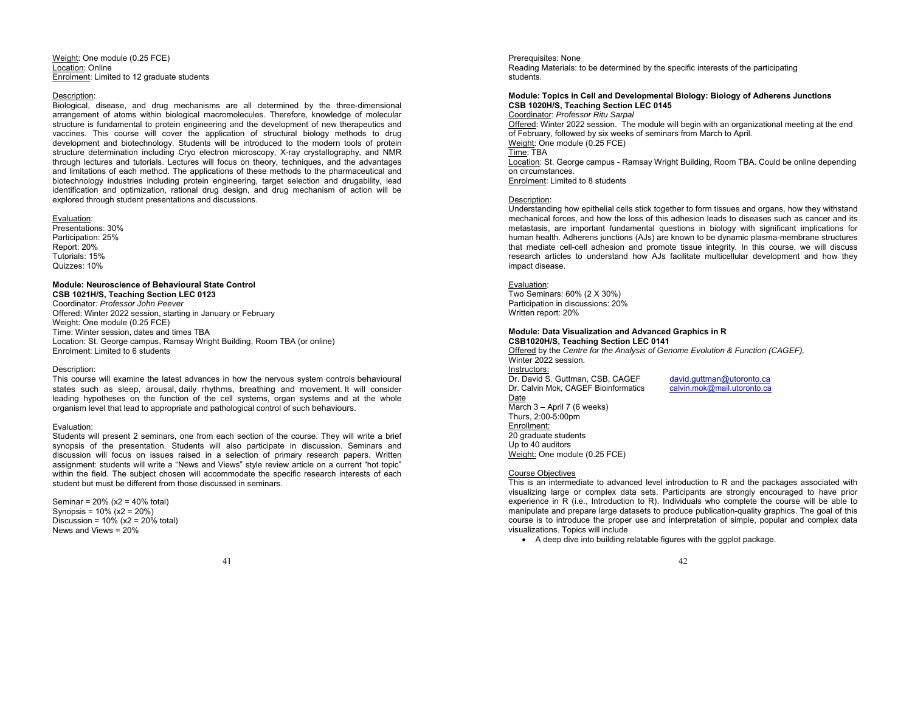Weight: One module (0.25 FCE)
Location: Online
Enrolment: Limited to 12 graduate students

Description:
Biological, disease, and drug mechanisms are all determined by the three-dimensional arrangement of atoms within biological macromolecules. Therefore, knowledge of molecular structure is fundamental to protein engineering and the development of new therapeutics and vaccines. This course will cover the application of structural biology methods to drug development and biotechnology. Students will be introduced to the modern tools of protein structure determination including Cryo electron microscopy, X-ray crystallography, and NMR through lectures and tutorials. Lectures will focus on theory, techniques, and the advantages and limitations of each method. The applications of these methods to the pharmaceutical and biotechnology industries including protein engineering, target selection and drugability, lead identification and optimization, rational drug design, and drug mechanism of action will be explored through student presentations and discussions.

Evaluation:
Presentations: 30%
Participation: 25%
Report: 20%
Tutorials: 15%
Quizzes: 10%

### Module: Neuroscience of Behavioural State Control
**CSB 1021H/S, Teaching Section LEC 0123**

Coordinator: *Professor John Peever*
Offered: Winter 2022 session, starting in January or February
Weight: One module (0.25 FCE)
Time: Winter session, dates and times TBA
Location: St. George campus, Ramsay Wright Building, Room TBA (or online)
Enrolment: Limited to 6 students

Description:
This course will examine the latest advances in how the nervous system controls behavioural states such as sleep, arousal, daily rhythms, breathing and movement. It will consider leading hypotheses on the function of the cell systems, organ systems and at the whole organism level that lead to appropriate and pathological control of such behaviours.

Evaluation:
Students will present 2 seminars, one from each section of the course. They will write a brief synopsis of the presentation. Students will also participate in discussion. Seminars and discussion will focus on issues raised in a selection of primary research papers. Written assignment: students will write a "News and Views" style review article on a current "hot topic" within the field. The subject chosen will accommodate the specific research interests of each student but must be different from those discussed in seminars.

Seminar = 20% (x2 = 40% total)
Synopsis = 10% (x2 = 20%)
Discussion = 10% (x2 = 20% total)
News and Views = 20%

Prerequisites: None
Reading Materials: to be determined by the specific interests of the participating students.

### Module: Topics in Cell and Developmental Biology: Biology of Adherens Junctions
**CSB 1020H/S, Teaching Section LEC 0145**

Coordinator: *Professor Ritu Sarpal*
Offered: Winter 2022 session. The module will begin with an organizational meeting at the end of February, followed by six weeks of seminars from March to April.
Weight: One module (0.25 FCE)
Time: TBA
Location: St. George campus - Ramsay Wright Building, Room TBA. Could be online depending on circumstances.
Enrolment: Limited to 8 students

Description:
Understanding how epithelial cells stick together to form tissues and organs, how they withstand mechanical forces, and how the loss of this adhesion leads to diseases such as cancer and its metastasis, are important fundamental questions in biology with significant implications for human health. Adherens junctions (AJs) are known to be dynamic plasma-membrane structures that mediate cell-cell adhesion and promote tissue integrity. In this course, we will discuss research articles to understand how AJs facilitate multicellular development and how they impact disease.

Evaluation:
Two Seminars: 60% (2 X 30%)
Participation in discussions: 20%
Written report: 20%

### Module: Data Visualization and Advanced Graphics in R
**CSB1020H/S, Teaching Section LEC 0141**

Offered by the *Centre for the Analysis of Genome Evolution & Function (CAGEF),* Winter 2022 session.
Instructors:
Dr. David S. Guttman, CSB, CAGEF — david.guttman@utoronto.ca
Dr. Calvin Mok, CAGEF Bioinformatics — calvin.mok@mail.utoronto.ca
Date
March 3 – April 7 (6 weeks)
Thurs, 2:00-5:00pm
Enrollment:
20 graduate students
Up to 40 auditors
Weight: One module (0.25 FCE)

Course Objectives
This is an intermediate to advanced level introduction to R and the packages associated with visualizing large or complex data sets. Participants are strongly encouraged to have prior experience in R (i.e., Introduction to R). Individuals who complete the course will be able to manipulate and prepare large datasets to produce publication-quality graphics. The goal of this course is to introduce the proper use and interpretation of simple, popular and complex data visualizations. Topics will include

- A deep dive into building relatable figures with the ggplot package.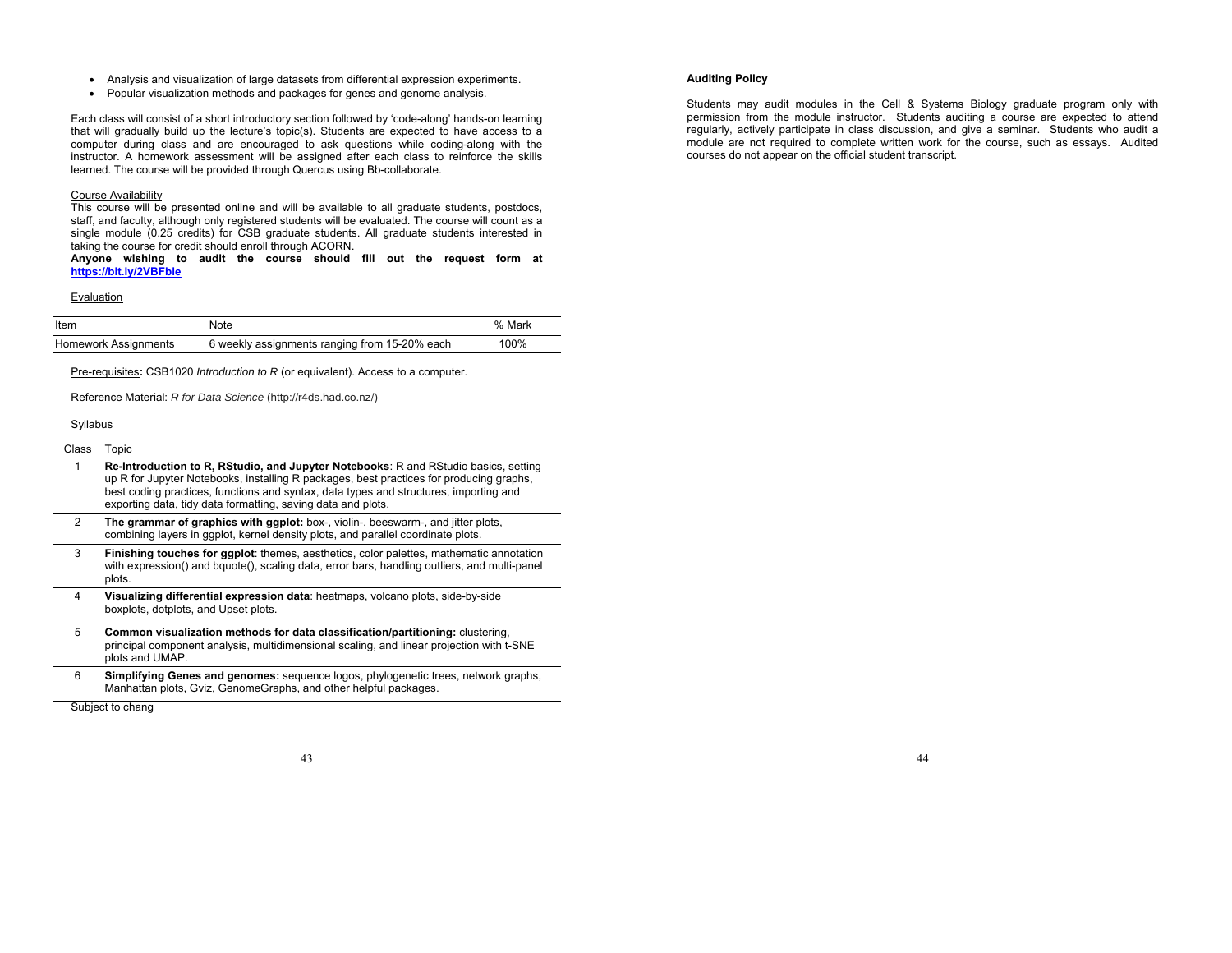- Analysis and visualization of large datasets from differential expression experiments.
- Popular visualization methods and packages for genes and genome analysis.

Each class will consist of a short introductory section followed by 'code-along' hands-on learning that will gradually build up the lecture's topic(s). Students are expected to have access to a computer during class and are encouraged to ask questions while coding-along with the instructor. A homework assessment will be assigned after each class to reinforce the skills learned. The course will be provided through Quercus using Bb-collaborate.

Course Availability

This course will be presented online and will be available to all graduate students, postdocs, staff, and faculty, although only registered students will be evaluated. The course will count as a single module (0.25 credits) for CSB graduate students. All graduate students interested in taking the course for credit should enroll through ACORN.

**Anyone wishing to audit the course should fill out the request form at https://bit.ly/2VBFble**

Evaluation

| Item | Note | % Mark |
|---|---|---|
| Homework Assignments | 6 weekly assignments ranging from 15-20% each | 100% |

Pre-requisites**:** CSB1020 *Introduction to R* (or equivalent). Access to a computer.

Reference Material: *R for Data Science* (http://r4ds.had.co.nz/)

Syllabus

| Class | Topic |
|---|---|
| 1 | **Re-Introduction to R, RStudio, and Jupyter Notebooks**: R and RStudio basics, setting up R for Jupyter Notebooks, installing R packages, best practices for producing graphs, best coding practices, functions and syntax, data types and structures, importing and exporting data, tidy data formatting, saving data and plots. |
| 2 | **The grammar of graphics with ggplot:** box-, violin-, beeswarm-, and jitter plots, combining layers in ggplot, kernel density plots, and parallel coordinate plots. |
| 3 | **Finishing touches for ggplot**: themes, aesthetics, color palettes, mathematic annotation with expression() and bquote(), scaling data, error bars, handling outliers, and multi-panel plots. |
| 4 | **Visualizing differential expression data**: heatmaps, volcano plots, side-by-side boxplots, dotplots, and Upset plots. |
| 5 | **Common visualization methods for data classification/partitioning:** clustering, principal component analysis, multidimensional scaling, and linear projection with t-SNE plots and UMAP. |
| 6 | **Simplifying Genes and genomes:** sequence logos, phylogenetic trees, network graphs, Manhattan plots, Gviz, GenomeGraphs, and other helpful packages. |

Subject to chang

**Auditing Policy**

Students may audit modules in the Cell & Systems Biology graduate program only with permission from the module instructor. Students auditing a course are expected to attend regularly, actively participate in class discussion, and give a seminar. Students who audit a module are not required to complete written work for the course, such as essays. Audited courses do not appear on the official student transcript.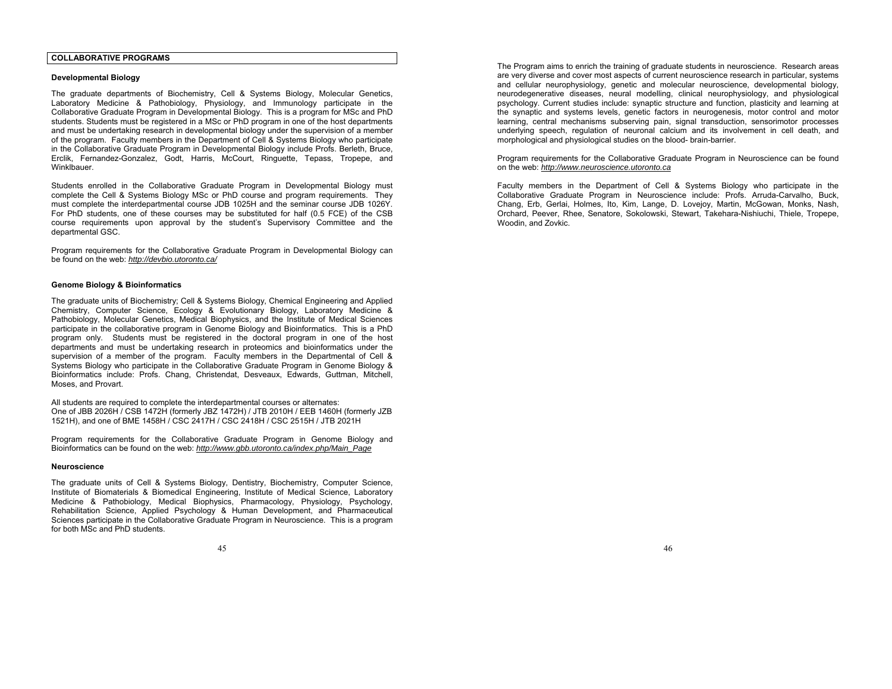## COLLABORATIVE PROGRAMS

### Developmental Biology

The graduate departments of Biochemistry, Cell & Systems Biology, Molecular Genetics, Laboratory Medicine & Pathobiology, Physiology, and Immunology participate in the Collaborative Graduate Program in Developmental Biology. This is a program for MSc and PhD students. Students must be registered in a MSc or PhD program in one of the host departments and must be undertaking research in developmental biology under the supervision of a member of the program. Faculty members in the Department of Cell & Systems Biology who participate in the Collaborative Graduate Program in Developmental Biology include Profs. Berleth, Bruce, Erclik, Fernandez-Gonzalez, Godt, Harris, McCourt, Ringuette, Tepass, Tropepe, and Winklbauer.

Students enrolled in the Collaborative Graduate Program in Developmental Biology must complete the Cell & Systems Biology MSc or PhD course and program requirements. They must complete the interdepartmental course JDB 1025H and the seminar course JDB 1026Y. For PhD students, one of these courses may be substituted for half (0.5 FCE) of the CSB course requirements upon approval by the student's Supervisory Committee and the departmental GSC.

Program requirements for the Collaborative Graduate Program in Developmental Biology can be found on the web: *http://devbio.utoronto.ca/*

### Genome Biology & Bioinformatics

The graduate units of Biochemistry; Cell & Systems Biology, Chemical Engineering and Applied Chemistry, Computer Science, Ecology & Evolutionary Biology, Laboratory Medicine & Pathobiology, Molecular Genetics, Medical Biophysics, and the Institute of Medical Sciences participate in the collaborative program in Genome Biology and Bioinformatics. This is a PhD program only. Students must be registered in the doctoral program in one of the host departments and must be undertaking research in proteomics and bioinformatics under the supervision of a member of the program. Faculty members in the Departmental of Cell & Systems Biology who participate in the Collaborative Graduate Program in Genome Biology & Bioinformatics include: Profs. Chang, Christendat, Desveaux, Edwards, Guttman, Mitchell, Moses, and Provart.

All students are required to complete the interdepartmental courses or alternates:
One of JBB 2026H / CSB 1472H (formerly JBZ 1472H) / JTB 2010H / EEB 1460H (formerly JZB 1521H), and one of BME 1458H / CSC 2417H / CSC 2418H / CSC 2515H / JTB 2021H

Program requirements for the Collaborative Graduate Program in Genome Biology and Bioinformatics can be found on the web: *http://www.gbb.utoronto.ca/index.php/Main_Page*

### Neuroscience

The graduate units of Cell & Systems Biology, Dentistry, Biochemistry, Computer Science, Institute of Biomaterials & Biomedical Engineering, Institute of Medical Science, Laboratory Medicine & Pathobiology, Medical Biophysics, Pharmacology, Physiology, Psychology, Rehabilitation Science, Applied Psychology & Human Development, and Pharmaceutical Sciences participate in the Collaborative Graduate Program in Neuroscience. This is a program for both MSc and PhD students.

The Program aims to enrich the training of graduate students in neuroscience. Research areas are very diverse and cover most aspects of current neuroscience research in particular, systems and cellular neurophysiology, genetic and molecular neuroscience, developmental biology, neurodegenerative diseases, neural modelling, clinical neurophysiology, and physiological psychology. Current studies include: synaptic structure and function, plasticity and learning at the synaptic and systems levels, genetic factors in neurogenesis, motor control and motor learning, central mechanisms subserving pain, signal transduction, sensorimotor processes underlying speech, regulation of neuronal calcium and its involvement in cell death, and morphological and physiological studies on the blood- brain-barrier.

Program requirements for the Collaborative Graduate Program in Neuroscience can be found on the web: *http://www.neuroscience.utoronto.ca*

Faculty members in the Department of Cell & Systems Biology who participate in the Collaborative Graduate Program in Neuroscience include: Profs. Arruda-Carvalho, Buck, Chang, Erb, Gerlai, Holmes, Ito, Kim, Lange, D. Lovejoy, Martin, McGowan, Monks, Nash, Orchard, Peever, Rhee, Senatore, Sokolowski, Stewart, Takehara-Nishiuchi, Thiele, Tropepe, Woodin, and Zovkic.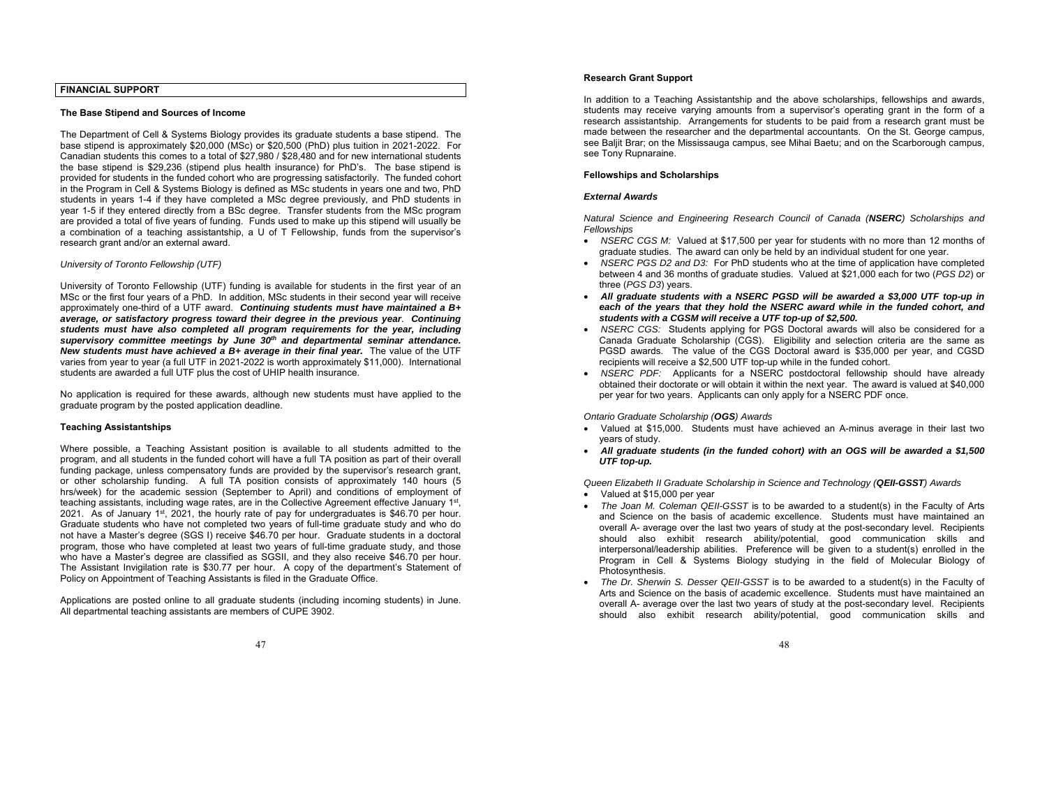## FINANCIAL SUPPORT

### The Base Stipend and Sources of Income

The Department of Cell & Systems Biology provides its graduate students a base stipend. The base stipend is approximately $20,000 (MSc) or $20,500 (PhD) plus tuition in 2021-2022. For Canadian students this comes to a total of $27,980 / $28,480 and for new international students the base stipend is $29,236 (stipend plus health insurance) for PhD's. The base stipend is provided for students in the funded cohort who are progressing satisfactorily. The funded cohort in the Program in Cell & Systems Biology is defined as MSc students in years one and two, PhD students in years 1-4 if they have completed a MSc degree previously, and PhD students in year 1-5 if they entered directly from a BSc degree. Transfer students from the MSc program are provided a total of five years of funding. Funds used to make up this stipend will usually be a combination of a teaching assistantship, a U of T Fellowship, funds from the supervisor's research grant and/or an external award.

*University of Toronto Fellowship (UTF)*

University of Toronto Fellowship (UTF) funding is available for students in the first year of an MSc or the first four years of a PhD. In addition, MSc students in their second year will receive approximately one-third of a UTF award. ***Continuing students must have maintained a B+ average, or satisfactory progress toward their degree in the previous year**. **Continuing students must have also completed all program requirements for the year, including supervisory committee meetings by June 30th and departmental seminar attendance. New students must have achieved a B+ average in their final year.*** The value of the UTF varies from year to year (a full UTF in 2021-2022 is worth approximately $11,000). International students are awarded a full UTF plus the cost of UHIP health insurance.

No application is required for these awards, although new students must have applied to the graduate program by the posted application deadline.

### Teaching Assistantships

Where possible, a Teaching Assistant position is available to all students admitted to the program, and all students in the funded cohort will have a full TA position as part of their overall funding package, unless compensatory funds are provided by the supervisor's research grant, or other scholarship funding. A full TA position consists of approximately 140 hours (5 hrs/week) for the academic session (September to April) and conditions of employment of teaching assistants, including wage rates, are in the Collective Agreement effective January 1st, 2021. As of January 1st, 2021, the hourly rate of pay for undergraduates is $46.70 per hour. Graduate students who have not completed two years of full-time graduate study and who do not have a Master's degree (SGS I) receive $46.70 per hour. Graduate students in a doctoral program, those who have completed at least two years of full-time graduate study, and those who have a Master's degree are classified as SGSII, and they also receive $46.70 per hour. The Assistant Invigilation rate is $30.77 per hour. A copy of the department's Statement of Policy on Appointment of Teaching Assistants is filed in the Graduate Office.

Applications are posted online to all graduate students (including incoming students) in June. All departmental teaching assistants are members of CUPE 3902.

### Research Grant Support

In addition to a Teaching Assistantship and the above scholarships, fellowships and awards, students may receive varying amounts from a supervisor's operating grant in the form of a research assistantship. Arrangements for students to be paid from a research grant must be made between the researcher and the departmental accountants. On the St. George campus, see Baljit Brar; on the Mississauga campus, see Mihai Baetu; and on the Scarborough campus, see Tony Rupnaraine.

### Fellowships and Scholarships

#### *External Awards*

*Natural Science and Engineering Research Council of Canada (**NSERC**) Scholarships and Fellowships*

- *NSERC CGS M:* Valued at $17,500 per year for students with no more than 12 months of graduate studies. The award can only be held by an individual student for one year.
- *NSERC PGS D2 and D3:* For PhD students who at the time of application have completed between 4 and 36 months of graduate studies. Valued at $21,000 each for two (*PGS D2*) or three (*PGS D3*) years.
- ***All graduate students with a NSERC PGSD will be awarded a $3,000 UTF top-up in each of the years that they hold the NSERC award while in the funded cohort, and students with a CGSM will receive a UTF top-up of $2,500.***
- *NSERC CGS:* Students applying for PGS Doctoral awards will also be considered for a Canada Graduate Scholarship (CGS). Eligibility and selection criteria are the same as PGSD awards. The value of the CGS Doctoral award is $35,000 per year, and CGSD recipients will receive a $2,500 UTF top-up while in the funded cohort.
- *NSERC PDF:* Applicants for a NSERC postdoctoral fellowship should have already obtained their doctorate or will obtain it within the next year. The award is valued at $40,000 per year for two years. Applicants can only apply for a NSERC PDF once.

*Ontario Graduate Scholarship (**OGS**) Awards*

- Valued at $15,000. Students must have achieved an A-minus average in their last two years of study.
- ***All graduate students (in the funded cohort) with an OGS will be awarded a $1,500 UTF top-up.***

*Queen Elizabeth II Graduate Scholarship in Science and Technology (**QEII-GSST**) Awards*

- Valued at $15,000 per year
- *The Joan M. Coleman QEII-GSST* is to be awarded to a student(s) in the Faculty of Arts and Science on the basis of academic excellence. Students must have maintained an overall A- average over the last two years of study at the post-secondary level. Recipients should also exhibit research ability/potential, good communication skills and interpersonal/leadership abilities. Preference will be given to a student(s) enrolled in the Program in Cell & Systems Biology studying in the field of Molecular Biology of Photosynthesis.
- *The Dr. Sherwin S. Desser QEII-GSST* is to be awarded to a student(s) in the Faculty of Arts and Science on the basis of academic excellence. Students must have maintained an overall A- average over the last two years of study at the post-secondary level. Recipients should also exhibit research ability/potential, good communication skills and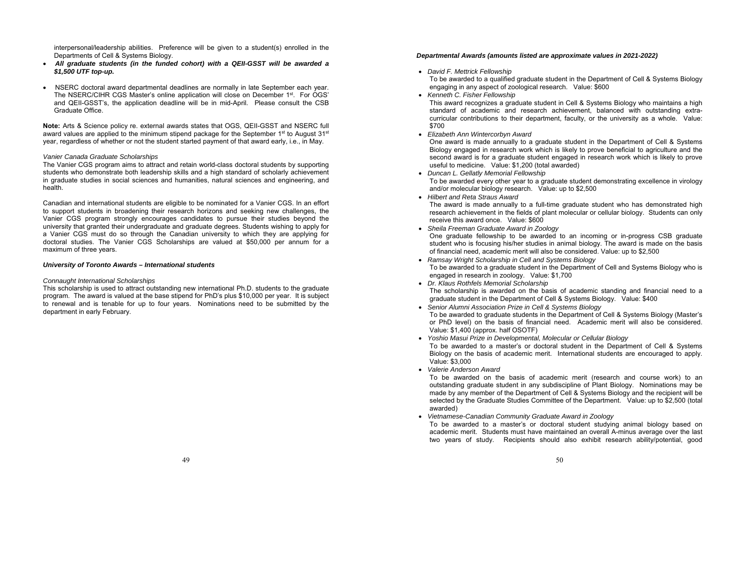interpersonal/leadership abilities. Preference will be given to a student(s) enrolled in the Departments of Cell & Systems Biology.

- ***All graduate students (in the funded cohort) with a QEII-GSST will be awarded a $1,500 UTF top-up.***

- NSERC doctoral award departmental deadlines are normally in late September each year. The NSERC/CIHR CGS Master's online application will close on December 1st. For OGS' and QEII-GSST's, the application deadline will be in mid-April. Please consult the CSB Graduate Office.

**Note:** Arts & Science policy re. external awards states that OGS, QEII-GSST and NSERC full award values are applied to the minimum stipend package for the September 1st to August 31st year, regardless of whether or not the student started payment of that award early, i.e., in May.

*Vanier Canada Graduate Scholarships*

The Vanier CGS program aims to attract and retain world-class doctoral students by supporting students who demonstrate both leadership skills and a high standard of scholarly achievement in graduate studies in social sciences and humanities, natural sciences and engineering, and health.

Canadian and international students are eligible to be nominated for a Vanier CGS. In an effort to support students in broadening their research horizons and seeking new challenges, the Vanier CGS program strongly encourages candidates to pursue their studies beyond the university that granted their undergraduate and graduate degrees. Students wishing to apply for a Vanier CGS must do so through the Canadian university to which they are applying for doctoral studies. The Vanier CGS Scholarships are valued at $50,000 per annum for a maximum of three years.

***University of Toronto Awards – International students***

*Connaught International Scholarships*

This scholarship is used to attract outstanding new international Ph.D. students to the graduate program. The award is valued at the base stipend for PhD's plus $10,000 per year. It is subject to renewal and is tenable for up to four years. Nominations need to be submitted by the department in early February.

***Departmental Awards (amounts listed are approximate values in 2021-2022)***

- *David F. Mettrick Fellowship*
  To be awarded to a qualified graduate student in the Department of Cell & Systems Biology engaging in any aspect of zoological research. Value: $600
- *Kenneth C. Fisher Fellowship*
  This award recognizes a graduate student in Cell & Systems Biology who maintains a high standard of academic and research achievement, balanced with outstanding extra-curricular contributions to their department, faculty, or the university as a whole. Value: $700
- *Elizabeth Ann Wintercorbyn Award*
  One award is made annually to a graduate student in the Department of Cell & Systems Biology engaged in research work which is likely to prove beneficial to agriculture and the second award is for a graduate student engaged in research work which is likely to prove useful to medicine. Value: $1,200 (total awarded)
- *Duncan L. Gellatly Memorial Fellowship*
  To be awarded every other year to a graduate student demonstrating excellence in virology and/or molecular biology research. Value: up to $2,500
- *Hilbert and Reta Straus Award*
  The award is made annually to a full-time graduate student who has demonstrated high research achievement in the fields of plant molecular or cellular biology. Students can only receive this award once. Value: $600
- *Sheila Freeman Graduate Award in Zoology*
  One graduate fellowship to be awarded to an incoming or in-progress CSB graduate student who is focusing his/her studies in animal biology. The award is made on the basis of financial need, academic merit will also be considered. Value: up to $2,500
- *Ramsay Wright Scholarship in Cell and Systems Biology*
  To be awarded to a graduate student in the Department of Cell and Systems Biology who is engaged in research in zoology. Value: $1,700
- *Dr. Klaus Rothfels Memorial Scholarship*
  The scholarship is awarded on the basis of academic standing and financial need to a graduate student in the Department of Cell & Systems Biology. Value: $400
- *Senior Alumni Association Prize in Cell & Systems Biology*
  To be awarded to graduate students in the Department of Cell & Systems Biology (Master's or PhD level) on the basis of financial need. Academic merit will also be considered. Value: $1,400 (approx. half OSOTF)
- *Yoshio Masui Prize in Developmental, Molecular or Cellular Biology*
  To be awarded to a master's or doctoral student in the Department of Cell & Systems Biology on the basis of academic merit. International students are encouraged to apply. Value: $3,000
- *Valerie Anderson Award*
  To be awarded on the basis of academic merit (research and course work) to an outstanding graduate student in any subdiscipline of Plant Biology. Nominations may be made by any member of the Department of Cell & Systems Biology and the recipient will be selected by the Graduate Studies Committee of the Department. Value: up to $2,500 (total awarded)
- *Vietnamese-Canadian Community Graduate Award in Zoology*
  To be awarded to a master's or doctoral student studying animal biology based on academic merit. Students must have maintained an overall A-minus average over the last two years of study. Recipients should also exhibit research ability/potential, good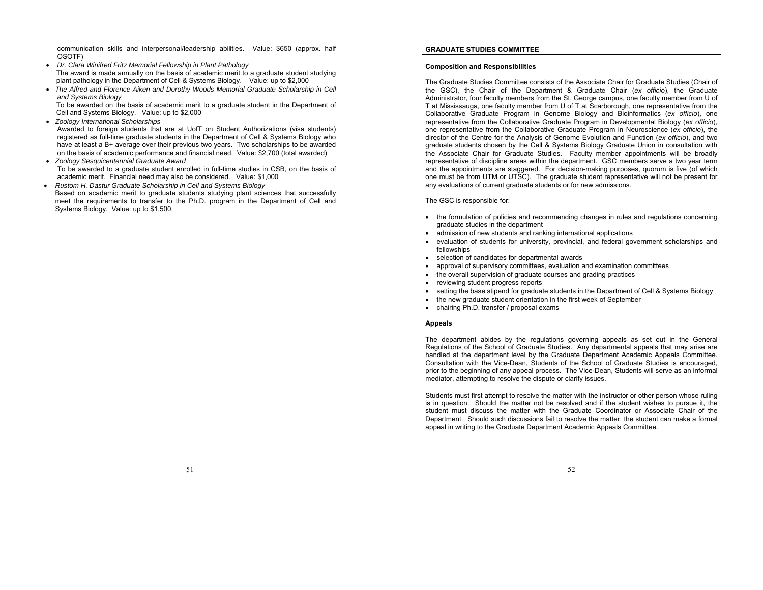communication skills and interpersonal/leadership abilities. Value: $650 (approx. half OSOTF)

- *Dr. Clara Winifred Fritz Memorial Fellowship in Plant Pathology*
  The award is made annually on the basis of academic merit to a graduate student studying plant pathology in the Department of Cell & Systems Biology. Value: up to $2,000
- *The Alfred and Florence Aiken and Dorothy Woods Memorial Graduate Scholarship in Cell and Systems Biology*
  To be awarded on the basis of academic merit to a graduate student in the Department of Cell and Systems Biology. Value: up to $2,000
- *Zoology International Scholarships*
  Awarded to foreign students that are at UofT on Student Authorizations (visa students) registered as full-time graduate students in the Department of Cell & Systems Biology who have at least a B+ average over their previous two years. Two scholarships to be awarded on the basis of academic performance and financial need. Value: $2,700 (total awarded)
- *Zoology Sesquicentennial Graduate Award*
  To be awarded to a graduate student enrolled in full-time studies in CSB, on the basis of academic merit. Financial need may also be considered. Value: $1,000
- *Rustom H. Dastur Graduate Scholarship in Cell and Systems Biology*
  Based on academic merit to graduate students studying plant sciences that successfully meet the requirements to transfer to the Ph.D. program in the Department of Cell and Systems Biology. Value: up to $1,500.

## GRADUATE STUDIES COMMITTEE

### Composition and Responsibilities

The Graduate Studies Committee consists of the Associate Chair for Graduate Studies (Chair of the GSC), the Chair of the Department & Graduate Chair (*ex officio*), the Graduate Administrator, four faculty members from the St. George campus, one faculty member from U of T at Mississauga, one faculty member from U of T at Scarborough, one representative from the Collaborative Graduate Program in Genome Biology and Bioinformatics (*ex officio*), one representative from the Collaborative Graduate Program in Developmental Biology (*ex officio*), one representative from the Collaborative Graduate Program in Neuroscience (*ex officio*), the director of the Centre for the Analysis of Genome Evolution and Function (*ex officio*), and two graduate students chosen by the Cell & Systems Biology Graduate Union in consultation with the Associate Chair for Graduate Studies. Faculty member appointments will be broadly representative of discipline areas within the department. GSC members serve a two year term and the appointments are staggered. For decision-making purposes, quorum is five (of which one must be from UTM or UTSC). The graduate student representative will not be present for any evaluations of current graduate students or for new admissions.

The GSC is responsible for:

- the formulation of policies and recommending changes in rules and regulations concerning graduate studies in the department
- admission of new students and ranking international applications
- evaluation of students for university, provincial, and federal government scholarships and fellowships
- selection of candidates for departmental awards
- approval of supervisory committees, evaluation and examination committees
- the overall supervision of graduate courses and grading practices
- reviewing student progress reports
- setting the base stipend for graduate students in the Department of Cell & Systems Biology
- the new graduate student orientation in the first week of September
- chairing Ph.D. transfer / proposal exams

### Appeals

The department abides by the regulations governing appeals as set out in the General Regulations of the School of Graduate Studies. Any departmental appeals that may arise are handled at the department level by the Graduate Department Academic Appeals Committee. Consultation with the Vice-Dean, Students of the School of Graduate Studies is encouraged, prior to the beginning of any appeal process. The Vice-Dean, Students will serve as an informal mediator, attempting to resolve the dispute or clarify issues.

Students must first attempt to resolve the matter with the instructor or other person whose ruling is in question. Should the matter not be resolved and if the student wishes to pursue it, the student must discuss the matter with the Graduate Coordinator or Associate Chair of the Department. Should such discussions fail to resolve the matter, the student can make a formal appeal in writing to the Graduate Department Academic Appeals Committee.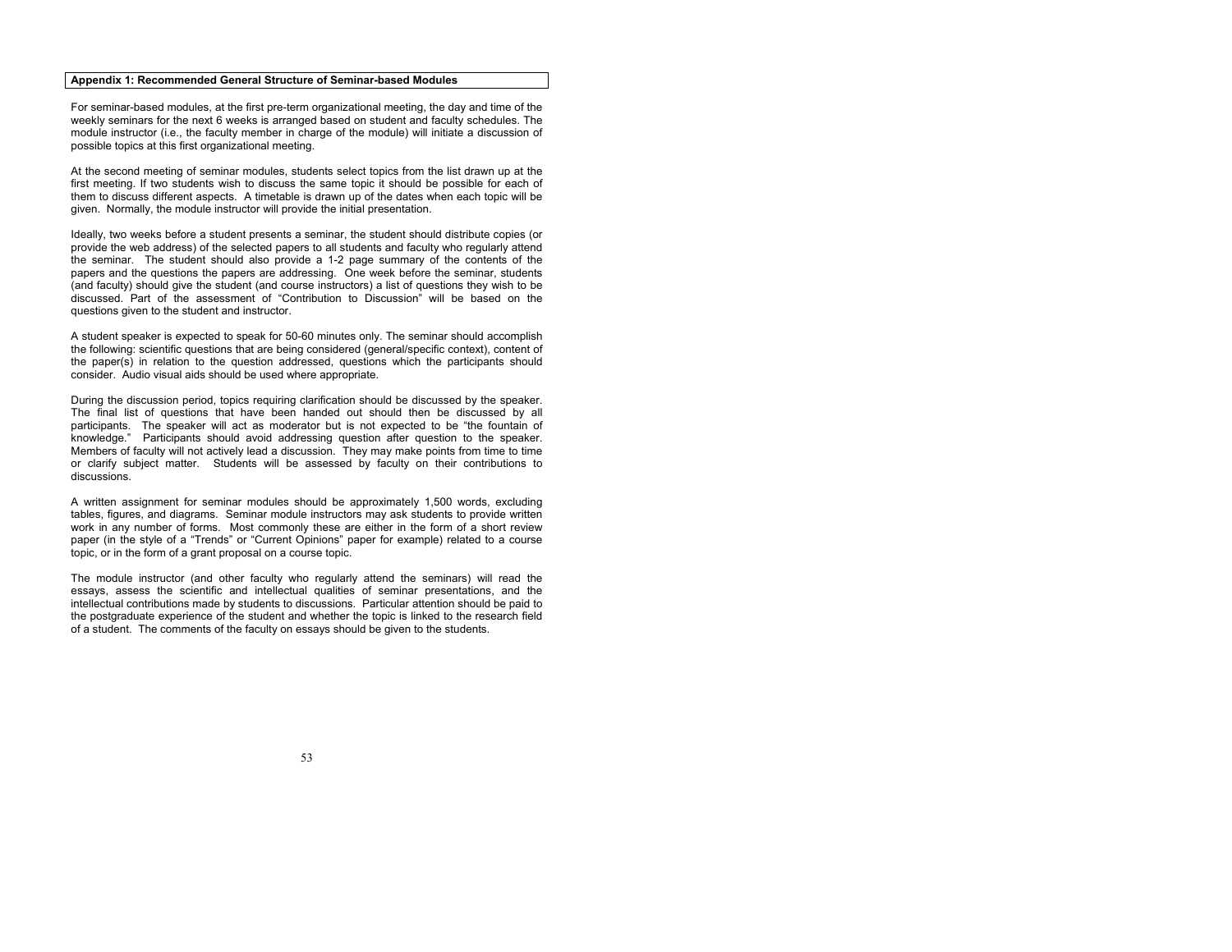## Appendix 1: Recommended General Structure of Seminar-based Modules

For seminar-based modules, at the first pre-term organizational meeting, the day and time of the weekly seminars for the next 6 weeks is arranged based on student and faculty schedules. The module instructor (i.e., the faculty member in charge of the module) will initiate a discussion of possible topics at this first organizational meeting.

At the second meeting of seminar modules, students select topics from the list drawn up at the first meeting. If two students wish to discuss the same topic it should be possible for each of them to discuss different aspects. A timetable is drawn up of the dates when each topic will be given. Normally, the module instructor will provide the initial presentation.

Ideally, two weeks before a student presents a seminar, the student should distribute copies (or provide the web address) of the selected papers to all students and faculty who regularly attend the seminar. The student should also provide a 1-2 page summary of the contents of the papers and the questions the papers are addressing. One week before the seminar, students (and faculty) should give the student (and course instructors) a list of questions they wish to be discussed. Part of the assessment of "Contribution to Discussion" will be based on the questions given to the student and instructor.

A student speaker is expected to speak for 50-60 minutes only. The seminar should accomplish the following: scientific questions that are being considered (general/specific context), content of the paper(s) in relation to the question addressed, questions which the participants should consider. Audio visual aids should be used where appropriate.

During the discussion period, topics requiring clarification should be discussed by the speaker. The final list of questions that have been handed out should then be discussed by all participants. The speaker will act as moderator but is not expected to be "the fountain of knowledge." Participants should avoid addressing question after question to the speaker. Members of faculty will not actively lead a discussion. They may make points from time to time or clarify subject matter. Students will be assessed by faculty on their contributions to discussions.

A written assignment for seminar modules should be approximately 1,500 words, excluding tables, figures, and diagrams. Seminar module instructors may ask students to provide written work in any number of forms. Most commonly these are either in the form of a short review paper (in the style of a "Trends" or "Current Opinions" paper for example) related to a course topic, or in the form of a grant proposal on a course topic.

The module instructor (and other faculty who regularly attend the seminars) will read the essays, assess the scientific and intellectual qualities of seminar presentations, and the intellectual contributions made by students to discussions. Particular attention should be paid to the postgraduate experience of the student and whether the topic is linked to the research field of a student. The comments of the faculty on essays should be given to the students.